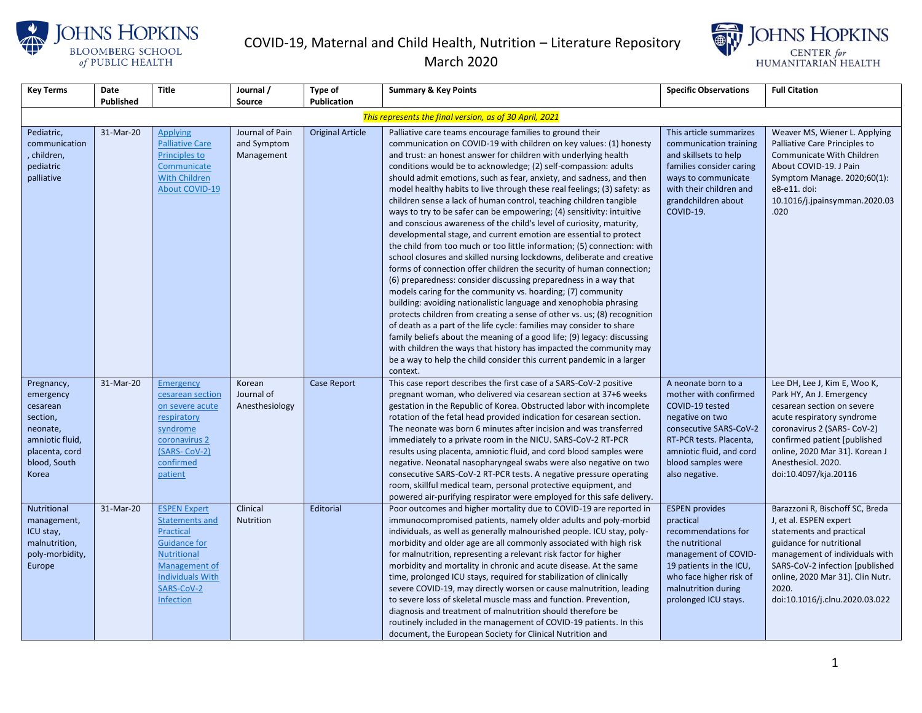# COVID-19, Maternal and Child Health, Nutrition – Literature Repository

## March 2020

| Key Terms | Date Published | Title | Journal / Source | Type of Publication | Summary & Key Points | Specific Observations | Full Citation |
|---|---|---|---|---|---|---|---|
| *This represents the final version, as of 30 April, 2021* | | | | | | | |
| Pediatric, communication, children, pediatric palliative | 31-Mar-20 | Applying Palliative Care Principles to Communicate With Children About COVID-19 | Journal of Pain and Symptom Management | Original Article | Palliative care teams encourage families to ground their communication on COVID-19 with children on key values: (1) honesty and trust: an honest answer for children with underlying health conditions would be to acknowledge; (2) self-compassion: adults should admit emotions, such as fear, anxiety, and sadness, and then model healthy habits to live through these real feelings; (3) safety: as children sense a lack of human control, teaching children tangible ways to try to be safer can be empowering; (4) sensitivity: intuitive and conscious awareness of the child's level of curiosity, maturity, developmental stage, and current emotion are essential to protect the child from too much or too little information; (5) connection: with school closures and skilled nursing lockdowns, deliberate and creative forms of connection offer children the security of human connection; (6) preparedness: consider discussing preparedness in a way that models caring for the community vs. hoarding; (7) community building: avoiding nationalistic language and xenophobia phrasing protects children from creating a sense of other vs. us; (8) recognition of death as a part of the life cycle: families may consider to share family beliefs about the meaning of a good life; (9) legacy: discussing with children the ways that history has impacted the community may be a way to help the child consider this current pandemic in a larger context. | This article summarizes communication training and skillsets to help families consider caring ways to communicate with their children and grandchildren about COVID-19. | Weaver MS, Wiener L. Applying Palliative Care Principles to Communicate With Children About COVID-19. J Pain Symptom Manage. 2020;60(1): e8-e11. doi: 10.1016/j.jpainsymman.2020.03.020 |
| Pregnancy, emergency cesarean section, neonate, amniotic fluid, placenta, cord blood, South Korea | 31-Mar-20 | Emergency cesarean section on severe acute respiratory syndrome coronavirus 2 (SARS- CoV-2) confirmed patient | Korean Journal of Anesthesiology | Case Report | This case report describes the first case of a SARS-CoV-2 positive pregnant woman, who delivered via cesarean section at 37+6 weeks gestation in the Republic of Korea. Obstructed labor with incomplete rotation of the fetal head provided indication for cesarean section. The neonate was born 6 minutes after incision and was transferred immediately to a private room in the NICU. SARS-CoV-2 RT-PCR results using placenta, amniotic fluid, and cord blood samples were negative. Neonatal nasopharyngeal swabs were also negative on two consecutive SARS-CoV-2 RT-PCR tests. A negative pressure operating room, skillful medical team, personal protective equipment, and powered air-purifying respirator were employed for this safe delivery. | A neonate born to a mother with confirmed COVID-19 tested negative on two consecutive SARS-CoV-2 RT-PCR tests. Placenta, amniotic fluid, and cord blood samples were also negative. | Lee DH, Lee J, Kim E, Woo K, Park HY, An J. Emergency cesarean section on severe acute respiratory syndrome coronavirus 2 (SARS- CoV-2) confirmed patient [published online, 2020 Mar 31]. Korean J Anesthesiol. 2020. doi:10.4097/kja.20116 |
| Nutritional management, ICU stay, malnutrition, poly-morbidity, Europe | 31-Mar-20 | ESPEN Expert Statements and Practical Guidance for Nutritional Management of Individuals With SARS-CoV-2 Infection | Clinical Nutrition | Editorial | Poor outcomes and higher mortality due to COVID-19 are reported in immunocompromised patients, namely older adults and poly-morbid individuals, as well as generally malnourished people. ICU stay, poly-morbidity and older age are all commonly associated with high risk for malnutrition, representing a relevant risk factor for higher morbidity and mortality in chronic and acute disease. At the same time, prolonged ICU stays, required for stabilization of clinically severe COVID-19, may directly worsen or cause malnutrition, leading to severe loss of skeletal muscle mass and function. Prevention, diagnosis and treatment of malnutrition should therefore be routinely included in the management of COVID-19 patients. In this document, the European Society for Clinical Nutrition and | ESPEN provides practical recommendations for the nutritional management of COVID-19 patients in the ICU, who face higher risk of malnutrition during prolonged ICU stays. | Barazzoni R, Bischoff SC, Breda J, et al. ESPEN expert statements and practical guidance for nutritional management of individuals with SARS-CoV-2 infection [published online, 2020 Mar 31]. Clin Nutr. 2020. doi:10.1016/j.clnu.2020.03.022 |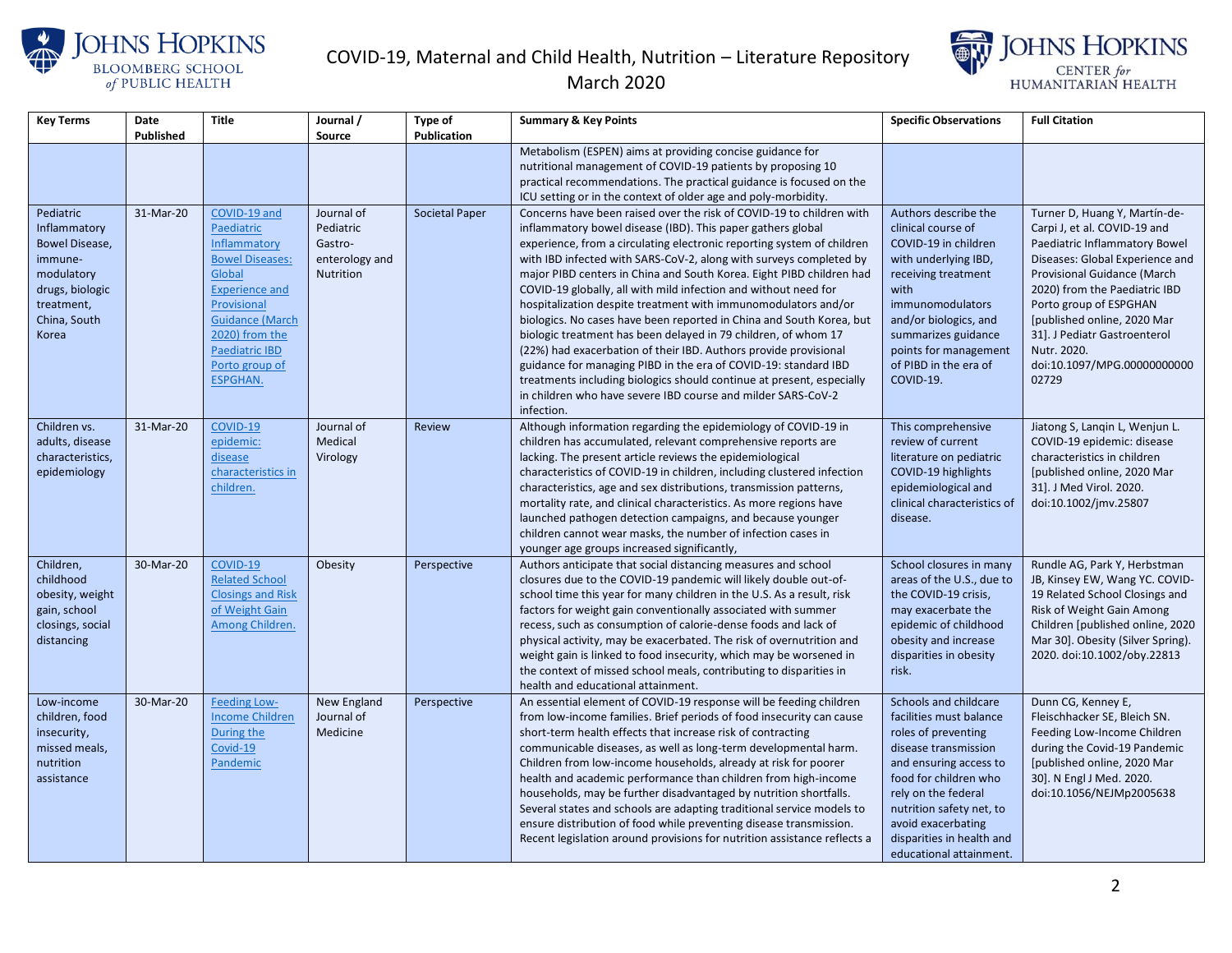| Key Terms | Date Published | Title | Journal / Source | Type of Publication | Summary & Key Points | Specific Observations | Full Citation |
|---|---|---|---|---|---|---|---|
| | | | | | Metabolism (ESPEN) aims at providing concise guidance for nutritional management of COVID-19 patients by proposing 10 practical recommendations. The practical guidance is focused on the ICU setting or in the context of older age and poly-morbidity. | | |
| Pediatric Inflammatory Bowel Disease, immune-modulatory drugs, biologic treatment, China, South Korea | 31-Mar-20 | COVID-19 and Paediatric Inflammatory Bowel Diseases: Global Experience and Provisional Guidance (March 2020) from the Paediatric IBD Porto group of ESPGHAN. | Journal of Pediatric Gastro-enterology and Nutrition | Societal Paper | Concerns have been raised over the risk of COVID-19 to children with inflammatory bowel disease (IBD). This paper gathers global experience, from a circulating electronic reporting system of children with IBD infected with SARS-CoV-2, along with surveys completed by major PIBD centers in China and South Korea. Eight PIBD children had COVID-19 globally, all with mild infection and without need for hospitalization despite treatment with immunomodulators and/or biologics. No cases have been reported in China and South Korea, but biologic treatment has been delayed in 79 children, of whom 17 (22%) had exacerbation of their IBD. Authors provide provisional guidance for managing PIBD in the era of COVID-19: standard IBD treatments including biologics should continue at present, especially in children who have severe IBD course and milder SARS-CoV-2 infection. | Authors describe the clinical course of COVID-19 in children with underlying IBD, receiving treatment with immunomodulators and/or biologics, and summarizes guidance points for management of PIBD in the era of COVID-19. | Turner D, Huang Y, Martín-de-Carpi J, et al. COVID-19 and Paediatric Inflammatory Bowel Diseases: Global Experience and Provisional Guidance (March 2020) from the Paediatric IBD Porto group of ESPGHAN [published online, 2020 Mar 31]. J Pediatr Gastroenterol Nutr. 2020. doi:10.1097/MPG.0000000000002729 |
| Children vs. adults, disease characteristics, epidemiology | 31-Mar-20 | COVID-19 epidemic: disease characteristics in children. | Journal of Medical Virology | Review | Although information regarding the epidemiology of COVID-19 in children has accumulated, relevant comprehensive reports are lacking. The present article reviews the epidemiological characteristics of COVID-19 in children, including clustered infection characteristics, age and sex distributions, transmission patterns, mortality rate, and clinical characteristics. As more regions have launched pathogen detection campaigns, and because younger children cannot wear masks, the number of infection cases in younger age groups increased significantly, | This comprehensive review of current literature on pediatric COVID-19 highlights epidemiological and clinical characteristics of disease. | Jiatong S, Lanqin L, Wenjun L. COVID-19 epidemic: disease characteristics in children [published online, 2020 Mar 31]. J Med Virol. 2020. doi:10.1002/jmv.25807 |
| Children, childhood obesity, weight gain, school closings, social distancing | 30-Mar-20 | COVID-19 Related School Closings and Risk of Weight Gain Among Children. | Obesity | Perspective | Authors anticipate that social distancing measures and school closures due to the COVID-19 pandemic will likely double out-of-school time this year for many children in the U.S. As a result, risk factors for weight gain conventionally associated with summer recess, such as consumption of calorie-dense foods and lack of physical activity, may be exacerbated. The risk of overnutrition and weight gain is linked to food insecurity, which may be worsened in the context of missed school meals, contributing to disparities in health and educational attainment. | School closures in many areas of the U.S., due to the COVID-19 crisis, may exacerbate the epidemic of childhood obesity and increase disparities in obesity risk. | Rundle AG, Park Y, Herbstman JB, Kinsey EW, Wang YC. COVID-19 Related School Closings and Risk of Weight Gain Among Children [published online, 2020 Mar 30]. Obesity (Silver Spring). 2020. doi:10.1002/oby.22813 |
| Low-income children, food insecurity, missed meals, nutrition assistance | 30-Mar-20 | Feeding Low-Income Children During the Covid-19 Pandemic | New England Journal of Medicine | Perspective | An essential element of COVID-19 response will be feeding children from low-income families. Brief periods of food insecurity can cause short-term health effects that increase risk of contracting communicable diseases, as well as long-term developmental harm. Children from low-income households, already at risk for poorer health and academic performance than children from high-income households, may be further disadvantaged by nutrition shortfalls. Several states and schools are adapting traditional service models to ensure distribution of food while preventing disease transmission. Recent legislation around provisions for nutrition assistance reflects a | Schools and childcare facilities must balance roles of preventing disease transmission and ensuring access to food for children who rely on the federal nutrition safety net, to avoid exacerbating disparities in health and educational attainment. | Dunn CG, Kenney E, Fleischhacker SE, Bleich SN. Feeding Low-Income Children during the Covid-19 Pandemic [published online, 2020 Mar 30]. N Engl J Med. 2020. doi:10.1056/NEJMp2005638 |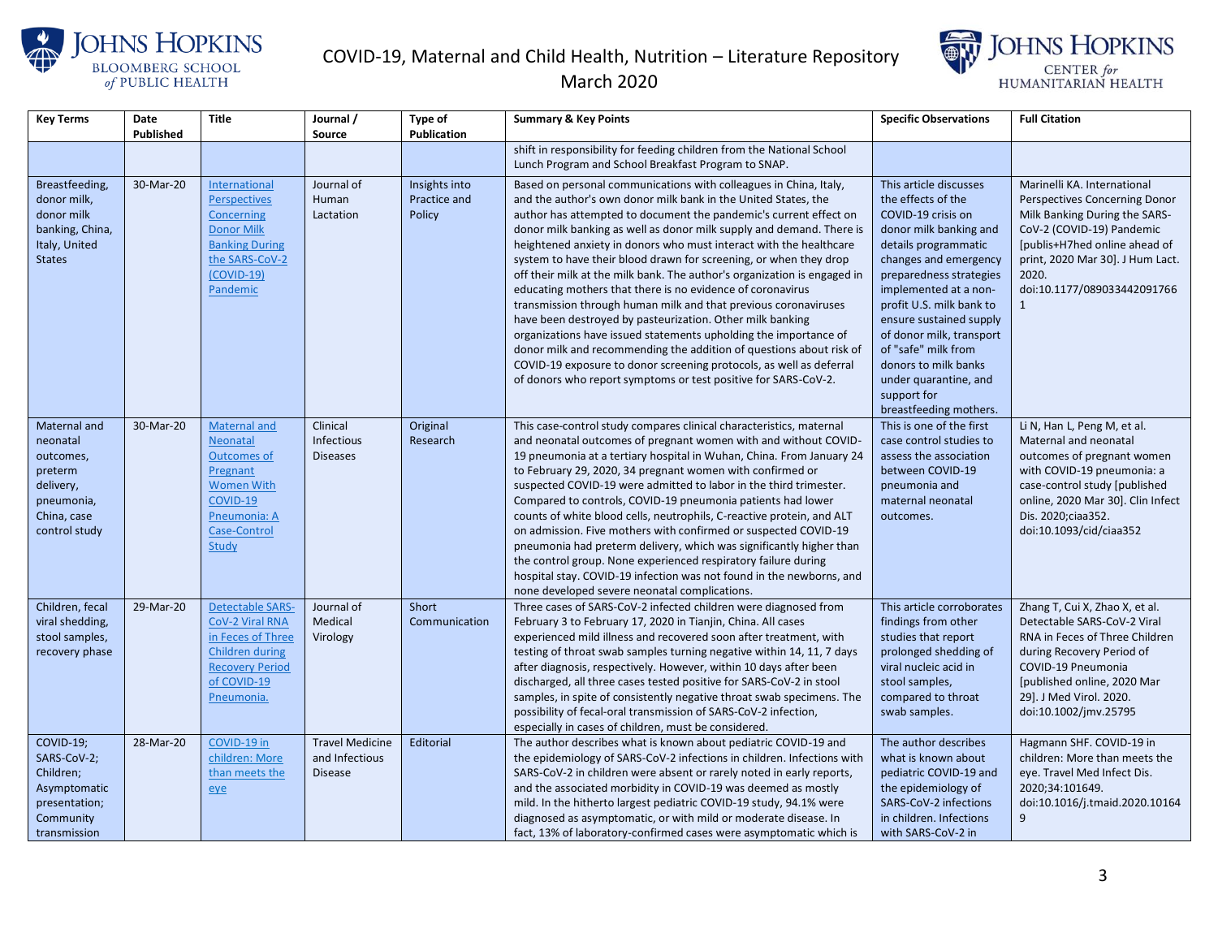| Key Terms | Date Published | Title | Journal / Source | Type of Publication | Summary & Key Points | Specific Observations | Full Citation |
|---|---|---|---|---|---|---|---|
| | | | | | shift in responsibility for feeding children from the National School Lunch Program and School Breakfast Program to SNAP. | | |
| Breastfeeding, donor milk, donor milk banking, China, Italy, United States | 30-Mar-20 | International Perspectives Concerning Donor Milk Banking During the SARS-CoV-2 (COVID-19) Pandemic | Journal of Human Lactation | Insights into Practice and Policy | Based on personal communications with colleagues in China, Italy, and the author's own donor milk bank in the United States, the author has attempted to document the pandemic's current effect on donor milk banking as well as donor milk supply and demand. There is heightened anxiety in donors who must interact with the healthcare system to have their blood drawn for screening, or when they drop off their milk at the milk bank. The author's organization is engaged in educating mothers that there is no evidence of coronavirus transmission through human milk and that previous coronaviruses have been destroyed by pasteurization. Other milk banking organizations have issued statements upholding the importance of donor milk and recommending the addition of questions about risk of COVID-19 exposure to donor screening protocols, as well as deferral of donors who report symptoms or test positive for SARS-CoV-2. | This article discusses the effects of the COVID-19 crisis on donor milk banking and details programmatic changes and emergency preparedness strategies implemented at a non-profit U.S. milk bank to ensure sustained supply of donor milk, transport of "safe" milk from donors to milk banks under quarantine, and support for breastfeeding mothers. | Marinelli KA. International Perspectives Concerning Donor Milk Banking During the SARS-CoV-2 (COVID-19) Pandemic [publis+H7hed online ahead of print, 2020 Mar 30]. J Hum Lact. 2020. doi:10.1177/0890334420917661 |
| Maternal and neonatal outcomes, preterm delivery, pneumonia, China, case control study | 30-Mar-20 | Maternal and Neonatal Outcomes of Pregnant Women With COVID-19 Pneumonia: A Case-Control Study | Clinical Infectious Diseases | Original Research | This case-control study compares clinical characteristics, maternal and neonatal outcomes of pregnant women with and without COVID-19 pneumonia at a tertiary hospital in Wuhan, China. From January 24 to February 29, 2020, 34 pregnant women with confirmed or suspected COVID-19 were admitted to labor in the third trimester. Compared to controls, COVID-19 pneumonia patients had lower counts of white blood cells, neutrophils, C-reactive protein, and ALT on admission. Five mothers with confirmed or suspected COVID-19 pneumonia had preterm delivery, which was significantly higher than the control group. None experienced respiratory failure during hospital stay. COVID-19 infection was not found in the newborns, and none developed severe neonatal complications. | This is one of the first case control studies to assess the association between COVID-19 pneumonia and maternal neonatal outcomes. | Li N, Han L, Peng M, et al. Maternal and neonatal outcomes of pregnant women with COVID-19 pneumonia: a case-control study [published online, 2020 Mar 30]. Clin Infect Dis. 2020;ciaa352. doi:10.1093/cid/ciaa352 |
| Children, fecal viral shedding, stool samples, recovery phase | 29-Mar-20 | Detectable SARS-CoV-2 Viral RNA in Feces of Three Children during Recovery Period of COVID-19 Pneumonia. | Journal of Medical Virology | Short Communication | Three cases of SARS-CoV-2 infected children were diagnosed from February 3 to February 17, 2020 in Tianjin, China. All cases experienced mild illness and recovered soon after treatment, with testing of throat swab samples turning negative within 14, 11, 7 days after diagnosis, respectively. However, within 10 days after been discharged, all three cases tested positive for SARS-CoV-2 in stool samples, in spite of consistently negative throat swab specimens. The possibility of fecal-oral transmission of SARS-CoV-2 infection, especially in cases of children, must be considered. | This article corroborates findings from other studies that report prolonged shedding of viral nucleic acid in stool samples, compared to throat swab samples. | Zhang T, Cui X, Zhao X, et al. Detectable SARS-CoV-2 Viral RNA in Feces of Three Children during Recovery Period of COVID-19 Pneumonia [published online, 2020 Mar 29]. J Med Virol. 2020. doi:10.1002/jmv.25795 |
| COVID-19; SARS-CoV-2; Children; Asymptomatic presentation; Community transmission | 28-Mar-20 | COVID-19 in children: More than meets the eye | Travel Medicine and Infectious Disease | Editorial | The author describes what is known about pediatric COVID-19 and the epidemiology of SARS-CoV-2 infections in children. Infections with SARS-CoV-2 in children were absent or rarely noted in early reports, and the associated morbidity in COVID-19 was deemed as mostly mild. In the hitherto largest pediatric COVID-19 study, 94.1% were diagnosed as asymptomatic, or with mild or moderate disease. In fact, 13% of laboratory-confirmed cases were asymptomatic which is | The author describes what is known about pediatric COVID-19 and the epidemiology of SARS-CoV-2 infections in children. Infections with SARS-CoV-2 in | Hagmann SHF. COVID-19 in children: More than meets the eye. Travel Med Infect Dis. 2020;34:101649. doi:10.1016/j.tmaid.2020.101649 |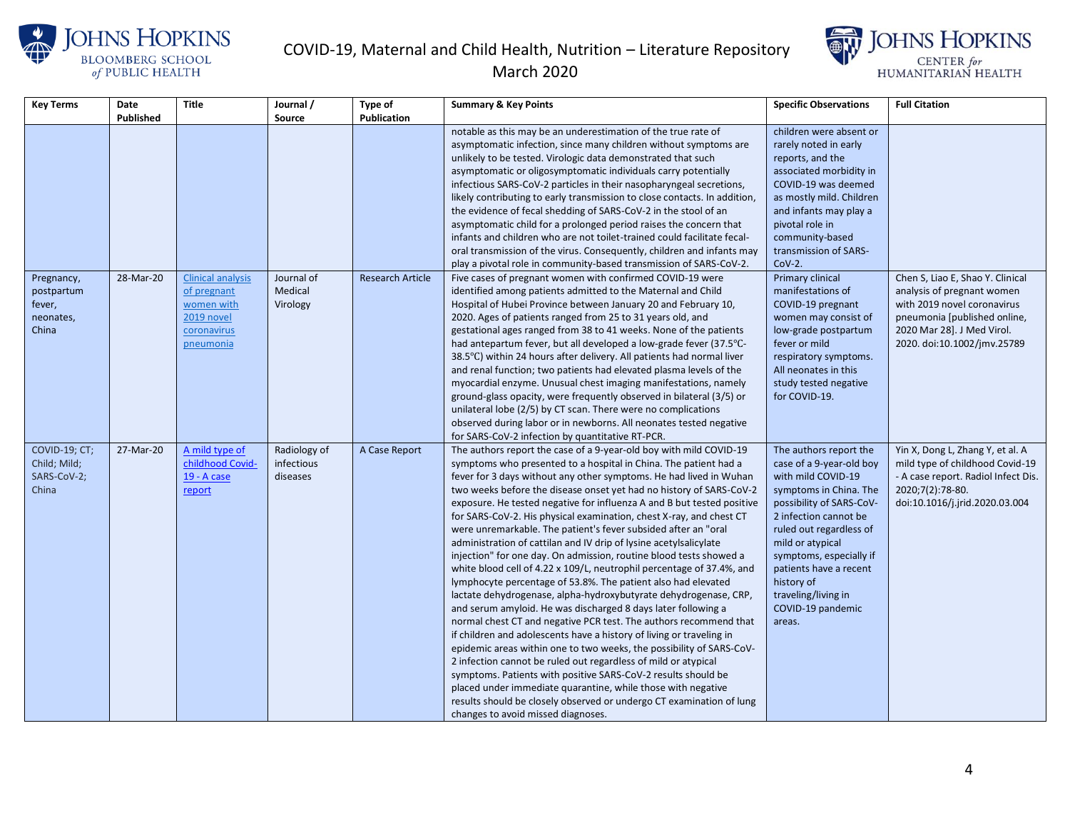| Key Terms | Date Published | Title | Journal / Source | Type of Publication | Summary & Key Points | Specific Observations | Full Citation |
|---|---|---|---|---|---|---|---|
| | | | | | notable as this may be an underestimation of the true rate of asymptomatic infection, since many children without symptoms are unlikely to be tested. Virologic data demonstrated that such asymptomatic or oligosymptomatic individuals carry potentially infectious SARS-CoV-2 particles in their nasopharyngeal secretions, likely contributing to early transmission to close contacts. In addition, the evidence of fecal shedding of SARS-CoV-2 in the stool of an asymptomatic child for a prolonged period raises the concern that infants and children who are not toilet-trained could facilitate fecal-oral transmission of the virus. Consequently, children and infants may play a pivotal role in community-based transmission of SARS-CoV-2. | children were absent or rarely noted in early reports, and the associated morbidity in COVID-19 was deemed as mostly mild. Children and infants may play a pivotal role in community-based transmission of SARS-CoV-2. | |
| Pregnancy, postpartum fever, neonates, China | 28-Mar-20 | Clinical analysis of pregnant women with 2019 novel coronavirus pneumonia | Journal of Medical Virology | Research Article | Five cases of pregnant women with confirmed COVID-19 were identified among patients admitted to the Maternal and Child Hospital of Hubei Province between January 20 and February 10, 2020. Ages of patients ranged from 25 to 31 years old, and gestational ages ranged from 38 to 41 weeks. None of the patients had antepartum fever, but all developed a low-grade fever (37.5°C-38.5°C) within 24 hours after delivery. All patients had normal liver and renal function; two patients had elevated plasma levels of the myocardial enzyme. Unusual chest imaging manifestations, namely ground-glass opacity, were frequently observed in bilateral (3/5) or unilateral lobe (2/5) by CT scan. There were no complications observed during labor or in newborns. All neonates tested negative for SARS-CoV-2 infection by quantitative RT-PCR. | Primary clinical manifestations of COVID-19 pregnant women may consist of low-grade postpartum fever or mild respiratory symptoms. All neonates in this study tested negative for COVID-19. | Chen S, Liao E, Shao Y. Clinical analysis of pregnant women with 2019 novel coronavirus pneumonia [published online, 2020 Mar 28]. J Med Virol. 2020. doi:10.1002/jmv.25789 |
| COVID-19; CT; Child; Mild; SARS-CoV-2; China | 27-Mar-20 | A mild type of childhood Covid-19 - A case report | Radiology of infectious diseases | A Case Report | The authors report the case of a 9-year-old boy with mild COVID-19 symptoms who presented to a hospital in China. The patient had a fever for 3 days without any other symptoms. He had lived in Wuhan two weeks before the disease onset yet had no history of SARS-CoV-2 exposure. He tested negative for influenza A and B but tested positive for SARS-CoV-2. His physical examination, chest X-ray, and chest CT were unremarkable. The patient's fever subsided after an "oral administration of cattilan and IV drip of lysine acetylsalicylate injection" for one day. On admission, routine blood tests showed a white blood cell of 4.22 x 109/L, neutrophil percentage of 37.4%, and lymphocyte percentage of 53.8%. The patient also had elevated lactate dehydrogenase, alpha-hydroxybutyrate dehydrogenase, CRP, and serum amyloid. He was discharged 8 days later following a normal chest CT and negative PCR test. The authors recommend that if children and adolescents have a history of living or traveling in epidemic areas within one to two weeks, the possibility of SARS-CoV-2 infection cannot be ruled out regardless of mild or atypical symptoms. Patients with positive SARS-CoV-2 results should be placed under immediate quarantine, while those with negative results should be closely observed or undergo CT examination of lung changes to avoid missed diagnoses. | The authors report the case of a 9-year-old boy with mild COVID-19 symptoms in China. The possibility of SARS-CoV-2 infection cannot be ruled out regardless of mild or atypical symptoms, especially if patients have a recent history of traveling/living in COVID-19 pandemic areas. | Yin X, Dong L, Zhang Y, et al. A mild type of childhood Covid-19 - A case report. Radiol Infect Dis. 2020;7(2):78-80. doi:10.1016/j.jrid.2020.03.004 |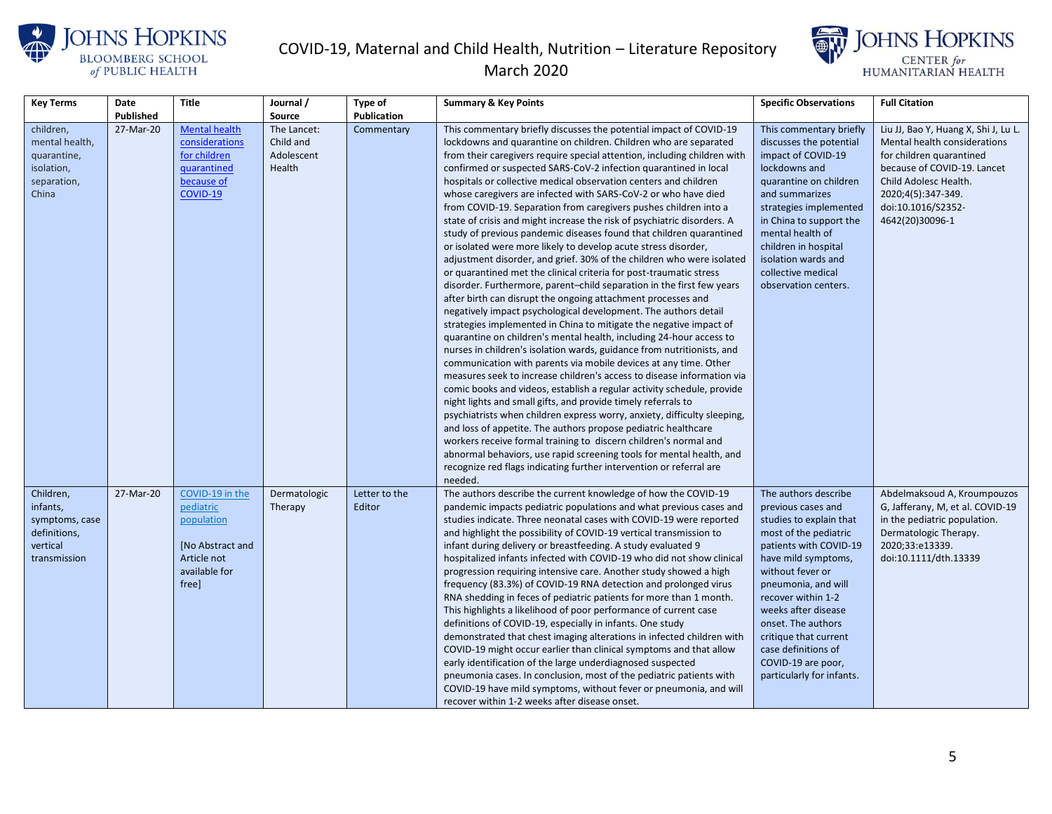| Key Terms | Date Published | Title | Journal / Source | Type of Publication | Summary & Key Points | Specific Observations | Full Citation |
|---|---|---|---|---|---|---|---|
| children, mental health, quarantine, isolation, separation, China | 27-Mar-20 | [Mental health considerations for children quarantined because of COVID-19] | The Lancet: Child and Adolescent Health | Commentary | This commentary briefly discusses the potential impact of COVID-19 lockdowns and quarantine on children. Children who are separated from their caregivers require special attention, including children with confirmed or suspected SARS-CoV-2 infection quarantined in local hospitals or collective medical observation centers and children whose caregivers are infected with SARS-CoV-2 or who have died from COVID-19. Separation from caregivers pushes children into a state of crisis and might increase the risk of psychiatric disorders. A study of previous pandemic diseases found that children quarantined or isolated were more likely to develop acute stress disorder, adjustment disorder, and grief. 30% of the children who were isolated or quarantined met the clinical criteria for post-traumatic stress disorder. Furthermore, parent–child separation in the first few years after birth can disrupt the ongoing attachment processes and negatively impact psychological development. The authors detail strategies implemented in China to mitigate the negative impact of quarantine on children's mental health, including 24-hour access to nurses in children's isolation wards, guidance from nutritionists, and communication with parents via mobile devices at any time. Other measures seek to increase children's access to disease information via comic books and videos, establish a regular activity schedule, provide night lights and small gifts, and provide timely referrals to psychiatrists when children express worry, anxiety, difficulty sleeping, and loss of appetite. The authors propose pediatric healthcare workers receive formal training to discern children's normal and abnormal behaviors, use rapid screening tools for mental health, and recognize red flags indicating further intervention or referral are needed. | This commentary briefly discusses the potential impact of COVID-19 lockdowns and quarantine on children and summarizes strategies implemented in China to support the mental health of children in hospital isolation wards and collective medical observation centers. | Liu JJ, Bao Y, Huang X, Shi J, Lu L. Mental health considerations for children quarantined because of COVID-19. Lancet Child Adolesc Health. 2020;4(5):347-349. doi:10.1016/S2352-4642(20)30096-1 |
| Children, infants, symptoms, case definitions, vertical transmission | 27-Mar-20 | [COVID-19 in the pediatric population]<br><br>[No Abstract and Article not available for free] | Dermatologic Therapy | Letter to the Editor | The authors describe the current knowledge of how the COVID-19 pandemic impacts pediatric populations and what previous cases and studies indicate. Three neonatal cases with COVID-19 were reported and highlight the possibility of COVID-19 vertical transmission to infant during delivery or breastfeeding. A study evaluated 9 hospitalized infants infected with COVID-19 who did not show clinical progression requiring intensive care. Another study showed a high frequency (83.3%) of COVID-19 RNA detection and prolonged virus RNA shedding in feces of pediatric patients for more than 1 month. This highlights a likelihood of poor performance of current case definitions of COVID-19, especially in infants. One study demonstrated that chest imaging alterations in infected children with COVID-19 might occur earlier than clinical symptoms and that allow early identification of the large underdiagnosed suspected pneumonia cases. In conclusion, most of the pediatric patients with COVID-19 have mild symptoms, without fever or pneumonia, and will recover within 1-2 weeks after disease onset. | The authors describe previous cases and studies to explain that most of the pediatric patients with COVID-19 have mild symptoms, without fever or pneumonia, and will recover within 1-2 weeks after disease onset. The authors critique that current case definitions of COVID-19 are poor, particularly for infants. | Abdelmaksoud A, Kroumpouzos G, Jafferany, M, et al. COVID-19 in the pediatric population. Dermatologic Therapy. 2020;33:e13339. doi:10.1111/dth.13339 |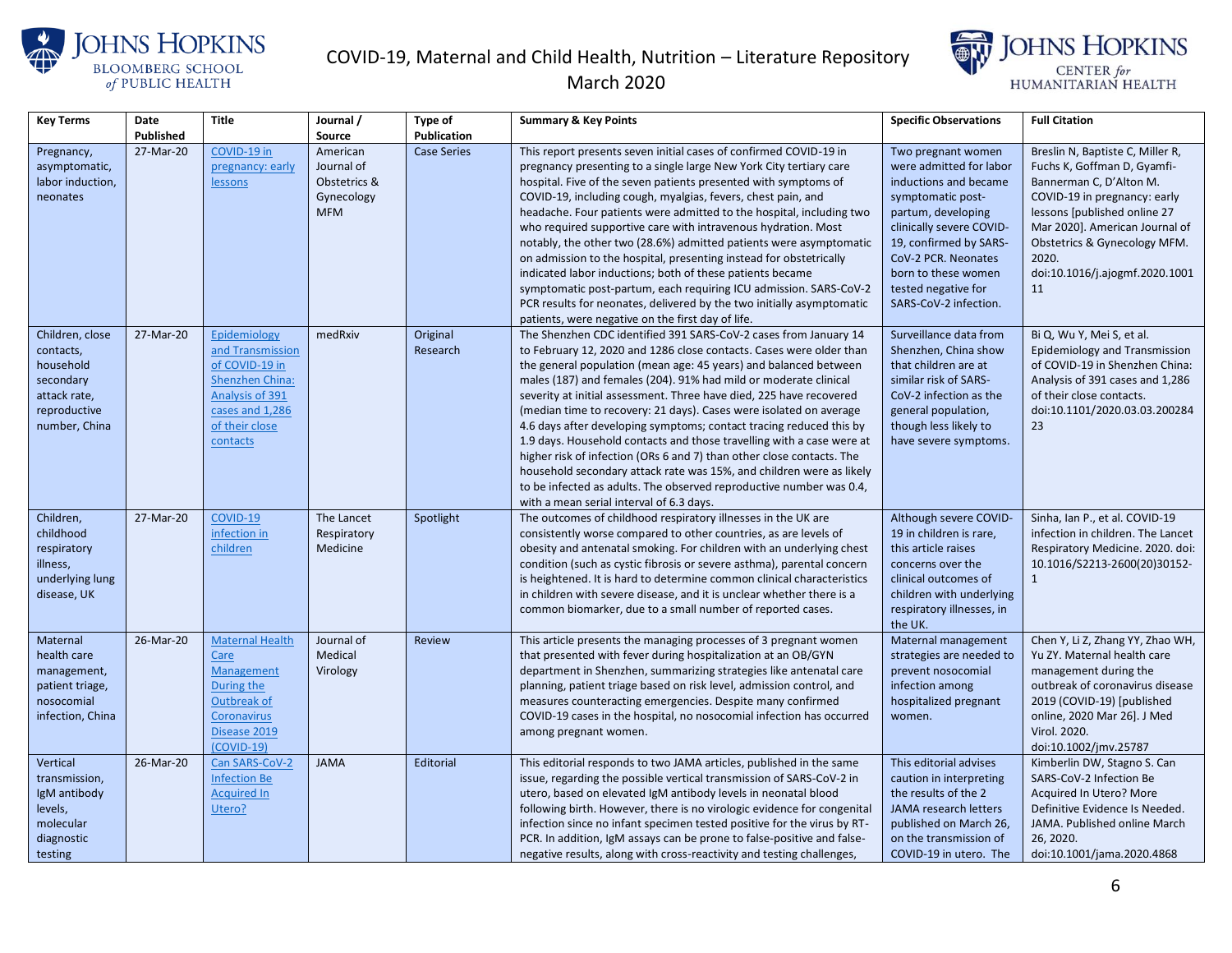| Key Terms | Date Published | Title | Journal / Source | Type of Publication | Summary & Key Points | Specific Observations | Full Citation |
|---|---|---|---|---|---|---|---|
| Pregnancy, asymptomatic, labor induction, neonates | 27-Mar-20 | COVID-19 in pregnancy: early lessons | American Journal of Obstetrics & Gynecology MFM | Case Series | This report presents seven initial cases of confirmed COVID-19 in pregnancy presenting to a single large New York City tertiary care hospital. Five of the seven patients presented with symptoms of COVID-19, including cough, myalgias, fevers, chest pain, and headache. Four patients were admitted to the hospital, including two who required supportive care with intravenous hydration. Most notably, the other two (28.6%) admitted patients were asymptomatic on admission to the hospital, presenting instead for obstetrically indicated labor inductions; both of these patients became symptomatic post-partum, each requiring ICU admission. SARS-CoV-2 PCR results for neonates, delivered by the two initially asymptomatic patients, were negative on the first day of life. | Two pregnant women were admitted for labor inductions and became symptomatic post-partum, developing clinically severe COVID-19, confirmed by SARS-CoV-2 PCR. Neonates born to these women tested negative for SARS-CoV-2 infection. | Breslin N, Baptiste C, Miller R, Fuchs K, Goffman D, Gyamfi-Bannerman C, D'Alton M. COVID-19 in pregnancy: early lessons [published online 27 Mar 2020]. American Journal of Obstetrics & Gynecology MFM. 2020. doi:10.1016/j.ajogmf.2020.100111 |
| Children, close contacts, household secondary attack rate, reproductive number, China | 27-Mar-20 | Epidemiology and Transmission of COVID-19 in Shenzhen China: Analysis of 391 cases and 1,286 of their close contacts | medRxiv | Original Research | The Shenzhen CDC identified 391 SARS-CoV-2 cases from January 14 to February 12, 2020 and 1286 close contacts. Cases were older than the general population (mean age: 45 years) and balanced between males (187) and females (204). 91% had mild or moderate clinical severity at initial assessment. Three have died, 225 have recovered (median time to recovery: 21 days). Cases were isolated on average 4.6 days after developing symptoms; contact tracing reduced this by 1.9 days. Household contacts and those travelling with a case were at higher risk of infection (ORs 6 and 7) than other close contacts. The household secondary attack rate was 15%, and children were as likely to be infected as adults. The observed reproductive number was 0.4, with a mean serial interval of 6.3 days. | Surveillance data from Shenzhen, China show that children are at similar risk of SARS-CoV-2 infection as the general population, though less likely to have severe symptoms. | Bi Q, Wu Y, Mei S, et al. Epidemiology and Transmission of COVID-19 in Shenzhen China: Analysis of 391 cases and 1,286 of their close contacts. doi:10.1101/2020.03.03.20028423 |
| Children, childhood respiratory illness, underlying lung disease, UK | 27-Mar-20 | COVID-19 infection in children | The Lancet Respiratory Medicine | Spotlight | The outcomes of childhood respiratory illnesses in the UK are consistently worse compared to other countries, as are levels of obesity and antenatal smoking. For children with an underlying chest condition (such as cystic fibrosis or severe asthma), parental concern is heightened. It is hard to determine common clinical characteristics in children with severe disease, and it is unclear whether there is a common biomarker, due to a small number of reported cases. | Although severe COVID-19 in children is rare, this article raises concerns over the clinical outcomes of children with underlying respiratory illnesses, in the UK. | Sinha, Ian P., et al. COVID-19 infection in children. The Lancet Respiratory Medicine. 2020. doi: 10.1016/S2213-2600(20)30152-1 |
| Maternal health care management, patient triage, nosocomial infection, China | 26-Mar-20 | Maternal Health Care Management During the Outbreak of Coronavirus Disease 2019 (COVID-19) | Journal of Medical Virology | Review | This article presents the managing processes of 3 pregnant women that presented with fever during hospitalization at an OB/GYN department in Shenzhen, summarizing strategies like antenatal care planning, patient triage based on risk level, admission control, and measures counteracting emergencies. Despite many confirmed COVID-19 cases in the hospital, no nosocomial infection has occurred among pregnant women. | Maternal management strategies are needed to prevent nosocomial infection among hospitalized pregnant women. | Chen Y, Li Z, Zhang YY, Zhao WH, Yu ZY. Maternal health care management during the outbreak of coronavirus disease 2019 (COVID-19) [published online, 2020 Mar 26]. J Med Virol. 2020. doi:10.1002/jmv.25787 |
| Vertical transmission, IgM antibody levels, molecular diagnostic testing | 26-Mar-20 | Can SARS-CoV-2 Infection Be Acquired In Utero? | JAMA | Editorial | This editorial responds to two JAMA articles, published in the same issue, regarding the possible vertical transmission of SARS-CoV-2 in utero, based on elevated IgM antibody levels in neonatal blood following birth. However, there is no virologic evidence for congenital infection since no infant specimen tested positive for the virus by RT-PCR. In addition, IgM assays can be prone to false-positive and false-negative results, along with cross-reactivity and testing challenges, | This editorial advises caution in interpreting the results of the 2 JAMA research letters published on March 26, on the transmission of COVID-19 in utero. The | Kimberlin DW, Stagno S. Can SARS-CoV-2 Infection Be Acquired In Utero? More Definitive Evidence Is Needed. JAMA. Published online March 26, 2020. doi:10.1001/jama.2020.4868 |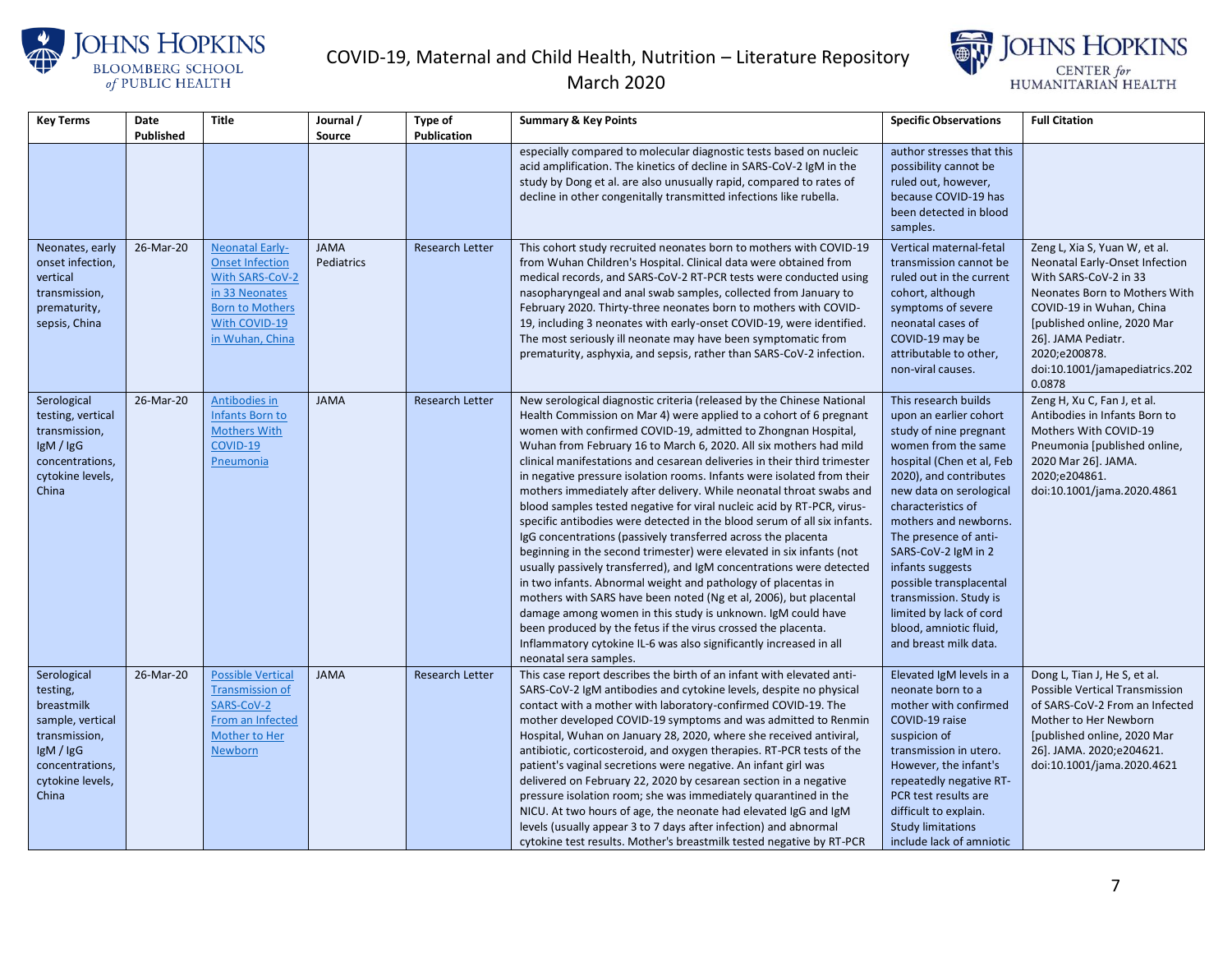| Key Terms | Date Published | Title | Journal / Source | Type of Publication | Summary & Key Points | Specific Observations | Full Citation |
|---|---|---|---|---|---|---|---|
| | | | | | especially compared to molecular diagnostic tests based on nucleic acid amplification. The kinetics of decline in SARS-CoV-2 IgM in the study by Dong et al. are also unusually rapid, compared to rates of decline in other congenitally transmitted infections like rubella. | author stresses that this possibility cannot be ruled out, however, because COVID-19 has been detected in blood samples. | |
| Neonates, early onset infection, vertical transmission, prematurity, sepsis, China | 26-Mar-20 | [Neonatal Early-Onset Infection With SARS-CoV-2 in 33 Neonates Born to Mothers With COVID-19 in Wuhan, China]() | JAMA Pediatrics | Research Letter | This cohort study recruited neonates born to mothers with COVID-19 from Wuhan Children's Hospital. Clinical data were obtained from medical records, and SARS-CoV-2 RT-PCR tests were conducted using nasopharyngeal and anal swab samples, collected from January to February 2020. Thirty-three neonates born to mothers with COVID-19, including 3 neonates with early-onset COVID-19, were identified. The most seriously ill neonate may have been symptomatic from prematurity, asphyxia, and sepsis, rather than SARS-CoV-2 infection. | Vertical maternal-fetal transmission cannot be ruled out in the current cohort, although symptoms of severe neonatal cases of COVID-19 may be attributable to other, non-viral causes. | Zeng L, Xia S, Yuan W, et al. Neonatal Early-Onset Infection With SARS-CoV-2 in 33 Neonates Born to Mothers With COVID-19 in Wuhan, China [published online, 2020 Mar 26]. JAMA Pediatr. 2020;e200878. doi:10.1001/jamapediatrics.2020.0878 |
| Serological testing, vertical transmission, IgM / IgG concentrations, cytokine levels, China | 26-Mar-20 | [Antibodies in Infants Born to Mothers With COVID-19 Pneumonia]() | JAMA | Research Letter | New serological diagnostic criteria (released by the Chinese National Health Commission on Mar 4) were applied to a cohort of 6 pregnant women with confirmed COVID-19, admitted to Zhongnan Hospital, Wuhan from February 16 to March 6, 2020. All six mothers had mild clinical manifestations and cesarean deliveries in their third trimester in negative pressure isolation rooms. Infants were isolated from their mothers immediately after delivery. While neonatal throat swabs and blood samples tested negative for viral nucleic acid by RT-PCR, virus-specific antibodies were detected in the blood serum of all six infants. IgG concentrations (passively transferred across the placenta beginning in the second trimester) were elevated in six infants (not usually passively transferred), and IgM concentrations were detected in two infants. Abnormal weight and pathology of placentas in mothers with SARS have been noted (Ng et al, 2006), but placental damage among women in this study is unknown. IgM could have been produced by the fetus if the virus crossed the placenta. Inflammatory cytokine IL-6 was also significantly increased in all neonatal sera samples. | This research builds upon an earlier cohort study of nine pregnant women from the same hospital (Chen et al, Feb 2020), and contributes new data on serological characteristics of mothers and newborns. The presence of anti-SARS-CoV-2 IgM in 2 infants suggests possible transplacental transmission. Study is limited by lack of cord blood, amniotic fluid, and breast milk data. | Zeng H, Xu C, Fan J, et al. Antibodies in Infants Born to Mothers With COVID-19 Pneumonia [published online, 2020 Mar 26]. JAMA. 2020;e204861. doi:10.1001/jama.2020.4861 |
| Serological testing, breastmilk sample, vertical transmission, IgM / IgG concentrations, cytokine levels, China | 26-Mar-20 | [Possible Vertical Transmission of SARS-CoV-2 From an Infected Mother to Her Newborn]() | JAMA | Research Letter | This case report describes the birth of an infant with elevated anti-SARS-CoV-2 IgM antibodies and cytokine levels, despite no physical contact with a mother with laboratory-confirmed COVID-19. The mother developed COVID-19 symptoms and was admitted to Renmin Hospital, Wuhan on January 28, 2020, where she received antiviral, antibiotic, corticosteroid, and oxygen therapies. RT-PCR tests of the patient's vaginal secretions were negative. An infant girl was delivered on February 22, 2020 by cesarean section in a negative pressure isolation room; she was immediately quarantined in the NICU. At two hours of age, the neonate had elevated IgG and IgM levels (usually appear 3 to 7 days after infection) and abnormal cytokine test results. Mother's breastmilk tested negative by RT-PCR | Elevated IgM levels in a neonate born to a mother with confirmed COVID-19 raise suspicion of transmission in utero. However, the infant's repeatedly negative RT-PCR test results are difficult to explain. Study limitations include lack of amniotic | Dong L, Tian J, He S, et al. Possible Vertical Transmission of SARS-CoV-2 From an Infected Mother to Her Newborn [published online, 2020 Mar 26]. JAMA. 2020;e204621. doi:10.1001/jama.2020.4621 |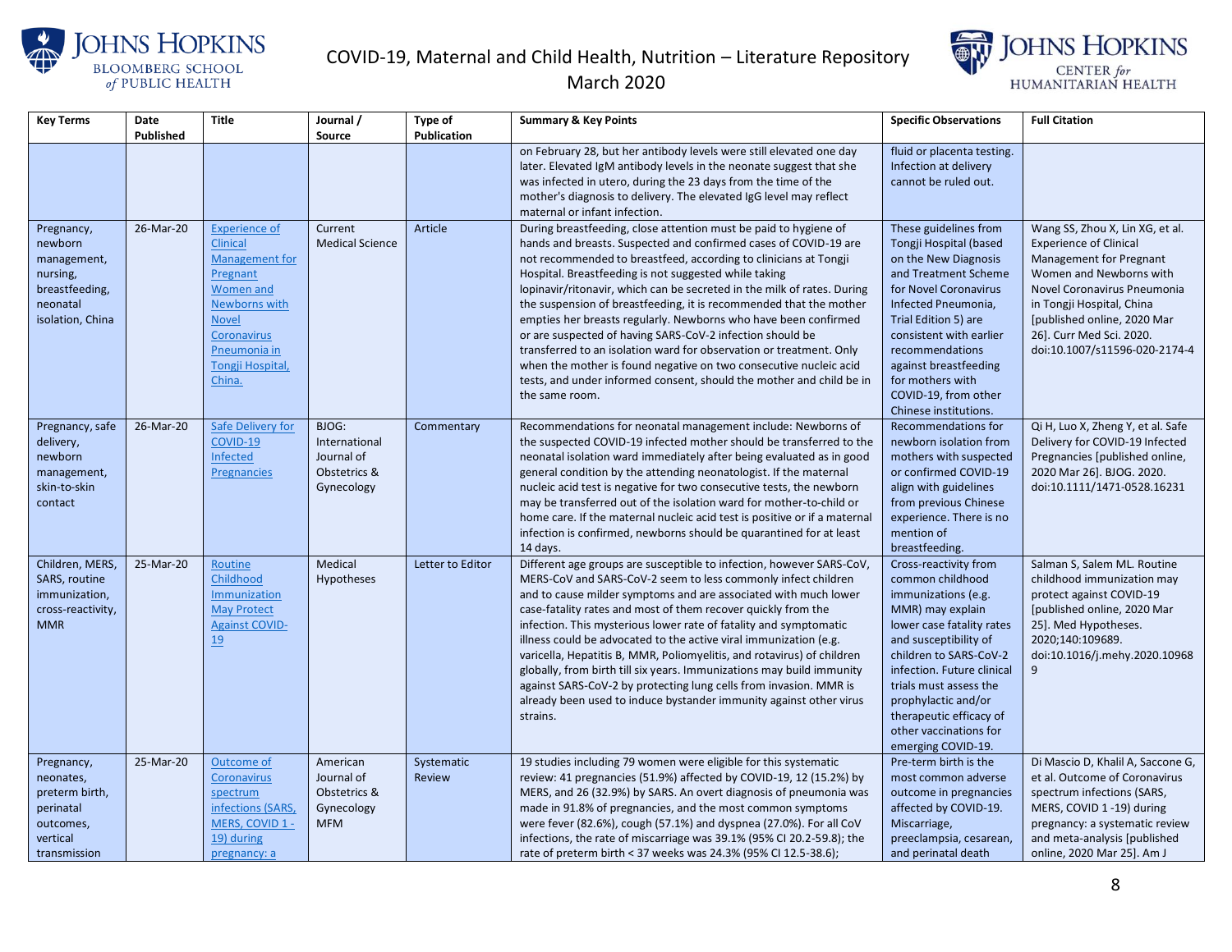| Key Terms | Date Published | Title | Journal / Source | Type of Publication | Summary & Key Points | Specific Observations | Full Citation |
|---|---|---|---|---|---|---|---|
| | | | | | on February 28, but her antibody levels were still elevated one day later. Elevated IgM antibody levels in the neonate suggest that she was infected in utero, during the 23 days from the time of the mother's diagnosis to delivery. The elevated IgG level may reflect maternal or infant infection. | fluid or placenta testing. Infection at delivery cannot be ruled out. | |
| Pregnancy, newborn management, nursing, breastfeeding, neonatal isolation, China | 26-Mar-20 | Experience of Clinical Management for Pregnant Women and Newborns with Novel Coronavirus Pneumonia in Tongji Hospital, China. | Current Medical Science | Article | During breastfeeding, close attention must be paid to hygiene of hands and breasts. Suspected and confirmed cases of COVID-19 are not recommended to breastfeed, according to clinicians at Tongji Hospital. Breastfeeding is not suggested while taking lopinavir/ritonavir, which can be secreted in the milk of rates. During the suspension of breastfeeding, it is recommended that the mother empties her breasts regularly. Newborns who have been confirmed or are suspected of having SARS-CoV-2 infection should be transferred to an isolation ward for observation or treatment. Only when the mother is found negative on two consecutive nucleic acid tests, and under informed consent, should the mother and child be in the same room. | These guidelines from Tongji Hospital (based on the New Diagnosis and Treatment Scheme for Novel Coronavirus Infected Pneumonia, Trial Edition 5) are consistent with earlier recommendations against breastfeeding for mothers with COVID-19, from other Chinese institutions. | Wang SS, Zhou X, Lin XG, et al. Experience of Clinical Management for Pregnant Women and Newborns with Novel Coronavirus Pneumonia in Tongji Hospital, China [published online, 2020 Mar 26]. Curr Med Sci. 2020. doi:10.1007/s11596-020-2174-4 |
| Pregnancy, safe delivery, newborn management, skin-to-skin contact | 26-Mar-20 | Safe Delivery for COVID-19 Infected Pregnancies | BJOG: International Journal of Obstetrics & Gynecology | Commentary | Recommendations for neonatal management include: Newborns of the suspected COVID-19 infected mother should be transferred to the neonatal isolation ward immediately after being evaluated as in good general condition by the attending neonatologist. If the maternal nucleic acid test is negative for two consecutive tests, the newborn may be transferred out of the isolation ward for mother-to-child or home care. If the maternal nucleic acid test is positive or if a maternal infection is confirmed, newborns should be quarantined for at least 14 days. | Recommendations for newborn isolation from mothers with suspected or confirmed COVID-19 align with guidelines from previous Chinese experience. There is no mention of breastfeeding. | Qi H, Luo X, Zheng Y, et al. Safe Delivery for COVID-19 Infected Pregnancies [published online, 2020 Mar 26]. BJOG. 2020. doi:10.1111/1471-0528.16231 |
| Children, MERS, SARS, routine immunization, cross-reactivity, MMR | 25-Mar-20 | Routine Childhood Immunization May Protect Against COVID-19 | Medical Hypotheses | Letter to Editor | Different age groups are susceptible to infection, however SARS-CoV, MERS-CoV and SARS-CoV-2 seem to less commonly infect children and to cause milder symptoms and are associated with much lower case-fatality rates and most of them recover quickly from the infection. This mysterious lower rate of fatality and symptomatic illness could be advocated to the active viral immunization (e.g. varicella, Hepatitis B, MMR, Poliomyelitis, and rotavirus) of children globally, from birth till six years. Immunizations may build immunity against SARS-CoV-2 by protecting lung cells from invasion. MMR is already been used to induce bystander immunity against other virus strains. | Cross-reactivity from common childhood immunizations (e.g. MMR) may explain lower case fatality rates and susceptibility of children to SARS-CoV-2 infection. Future clinical trials must assess the prophylactic and/or therapeutic efficacy of other vaccinations for emerging COVID-19. | Salman S, Salem ML. Routine childhood immunization may protect against COVID-19 [published online, 2020 Mar 25]. Med Hypotheses. 2020;140:109689. doi:10.1016/j.mehy.2020.109689 |
| Pregnancy, neonates, preterm birth, perinatal outcomes, vertical transmission | 25-Mar-20 | Outcome of Coronavirus spectrum infections (SARS, MERS, COVID 1 -19) during pregnancy: a | American Journal of Obstetrics & Gynecology MFM | Systematic Review | 19 studies including 79 women were eligible for this systematic review: 41 pregnancies (51.9%) affected by COVID-19, 12 (15.2%) by MERS, and 26 (32.9%) by SARS. An overt diagnosis of pneumonia was made in 91.8% of pregnancies, and the most common symptoms were fever (82.6%), cough (57.1%) and dyspnea (27.0%). For all CoV infections, the rate of miscarriage was 39.1% (95% CI 20.2-59.8); the rate of preterm birth < 37 weeks was 24.3% (95% CI 12.5-38.6); | Pre-term birth is the most common adverse outcome in pregnancies affected by COVID-19. Miscarriage, preeclampsia, cesarean, and perinatal death | Di Mascio D, Khalil A, Saccone G, et al. Outcome of Coronavirus spectrum infections (SARS, MERS, COVID 1 -19) during pregnancy: a systematic review and meta-analysis [published online, 2020 Mar 25]. Am J |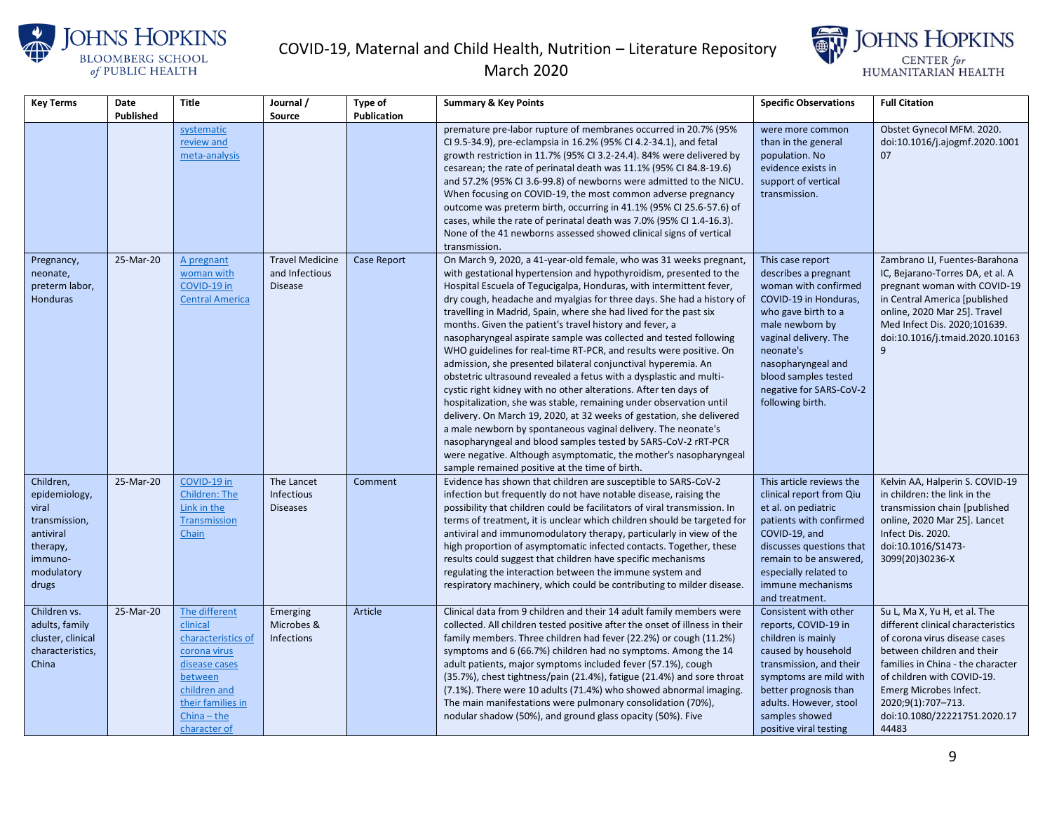| Key Terms | Date Published | Title | Journal / Source | Type of Publication | Summary & Key Points | Specific Observations | Full Citation |
|---|---|---|---|---|---|---|---|
| | | systematic review and meta-analysis | | | premature pre-labor rupture of membranes occurred in 20.7% (95% CI 9.5-34.9), pre-eclampsia in 16.2% (95% CI 4.2-34.1), and fetal growth restriction in 11.7% (95% CI 3.2-24.4). 84% were delivered by cesarean; the rate of perinatal death was 11.1% (95% CI 84.8-19.6) and 57.2% (95% CI 3.6-99.8) of newborns were admitted to the NICU. When focusing on COVID-19, the most common adverse pregnancy outcome was preterm birth, occurring in 41.1% (95% CI 25.6-57.6) of cases, while the rate of perinatal death was 7.0% (95% CI 1.4-16.3). None of the 41 newborns assessed showed clinical signs of vertical transmission. | were more common than in the general population. No evidence exists in support of vertical transmission. | Obstet Gynecol MFM. 2020. doi:10.1016/j.ajogmf.2020.100107 |
| Pregnancy, neonate, preterm labor, Honduras | 25-Mar-20 | A pregnant woman with COVID-19 in Central America | Travel Medicine and Infectious Disease | Case Report | On March 9, 2020, a 41-year-old female, who was 31 weeks pregnant, with gestational hypertension and hypothyroidism, presented to the Hospital Escuela of Tegucigalpa, Honduras, with intermittent fever, dry cough, headache and myalgias for three days. She had a history of travelling in Madrid, Spain, where she had lived for the past six months. Given the patient's travel history and fever, a nasopharyngeal aspirate sample was collected and tested following WHO guidelines for real-time RT-PCR, and results were positive. On admission, she presented bilateral conjunctival hyperemia. An obstetric ultrasound revealed a fetus with a dysplastic and multi-cystic right kidney with no other alterations. After ten days of hospitalization, she was stable, remaining under observation until delivery. On March 19, 2020, at 32 weeks of gestation, she delivered a male newborn by spontaneous vaginal delivery. The neonate's nasopharyngeal and blood samples tested by SARS-CoV-2 rRT-PCR were negative. Although asymptomatic, the mother's nasopharyngeal sample remained positive at the time of birth. | This case report describes a pregnant woman with confirmed COVID-19 in Honduras, who gave birth to a male newborn by vaginal delivery. The neonate's nasopharyngeal and blood samples tested negative for SARS-CoV-2 following birth. | Zambrano LI, Fuentes-Barahona IC, Bejarano-Torres DA, et al. A pregnant woman with COVID-19 in Central America [published online, 2020 Mar 25]. Travel Med Infect Dis. 2020;101639. doi:10.1016/j.tmaid.2020.101639 |
| Children, epidemiology, viral transmission, antiviral therapy, immuno-modulatory drugs | 25-Mar-20 | COVID-19 in Children: The Link in the Transmission Chain | The Lancet Infectious Diseases | Comment | Evidence has shown that children are susceptible to SARS-CoV-2 infection but frequently do not have notable disease, raising the possibility that children could be facilitators of viral transmission. In terms of treatment, it is unclear which children should be targeted for antiviral and immunomodulatory therapy, particularly in view of the high proportion of asymptomatic infected contacts. Together, these results could suggest that children have specific mechanisms regulating the interaction between the immune system and respiratory machinery, which could be contributing to milder disease. | This article reviews the clinical report from Qiu et al. on pediatric patients with confirmed COVID-19, and discusses questions that remain to be answered, especially related to immune mechanisms and treatment. | Kelvin AA, Halperin S. COVID-19 in children: the link in the transmission chain [published online, 2020 Mar 25]. Lancet Infect Dis. 2020. doi:10.1016/S1473-3099(20)30236-X |
| Children vs. adults, family cluster, clinical characteristics, China | 25-Mar-20 | The different clinical characteristics of corona virus disease cases between children and their families in China – the character of | Emerging Microbes & Infections | Article | Clinical data from 9 children and their 14 adult family members were collected. All children tested positive after the onset of illness in their family members. Three children had fever (22.2%) or cough (11.2%) symptoms and 6 (66.7%) children had no symptoms. Among the 14 adult patients, major symptoms included fever (57.1%), cough (35.7%), chest tightness/pain (21.4%), fatigue (21.4%) and sore throat (7.1%). There were 10 adults (71.4%) who showed abnormal imaging. The main manifestations were pulmonary consolidation (70%), nodular shadow (50%), and ground glass opacity (50%). Five | Consistent with other reports, COVID-19 in children is mainly caused by household transmission, and their symptoms are mild with better prognosis than adults. However, stool samples showed positive viral testing | Su L, Ma X, Yu H, et al. The different clinical characteristics of corona virus disease cases between children and their families in China - the character of children with COVID-19. Emerg Microbes Infect. 2020;9(1):707–713. doi:10.1080/22221751.2020.1744483 |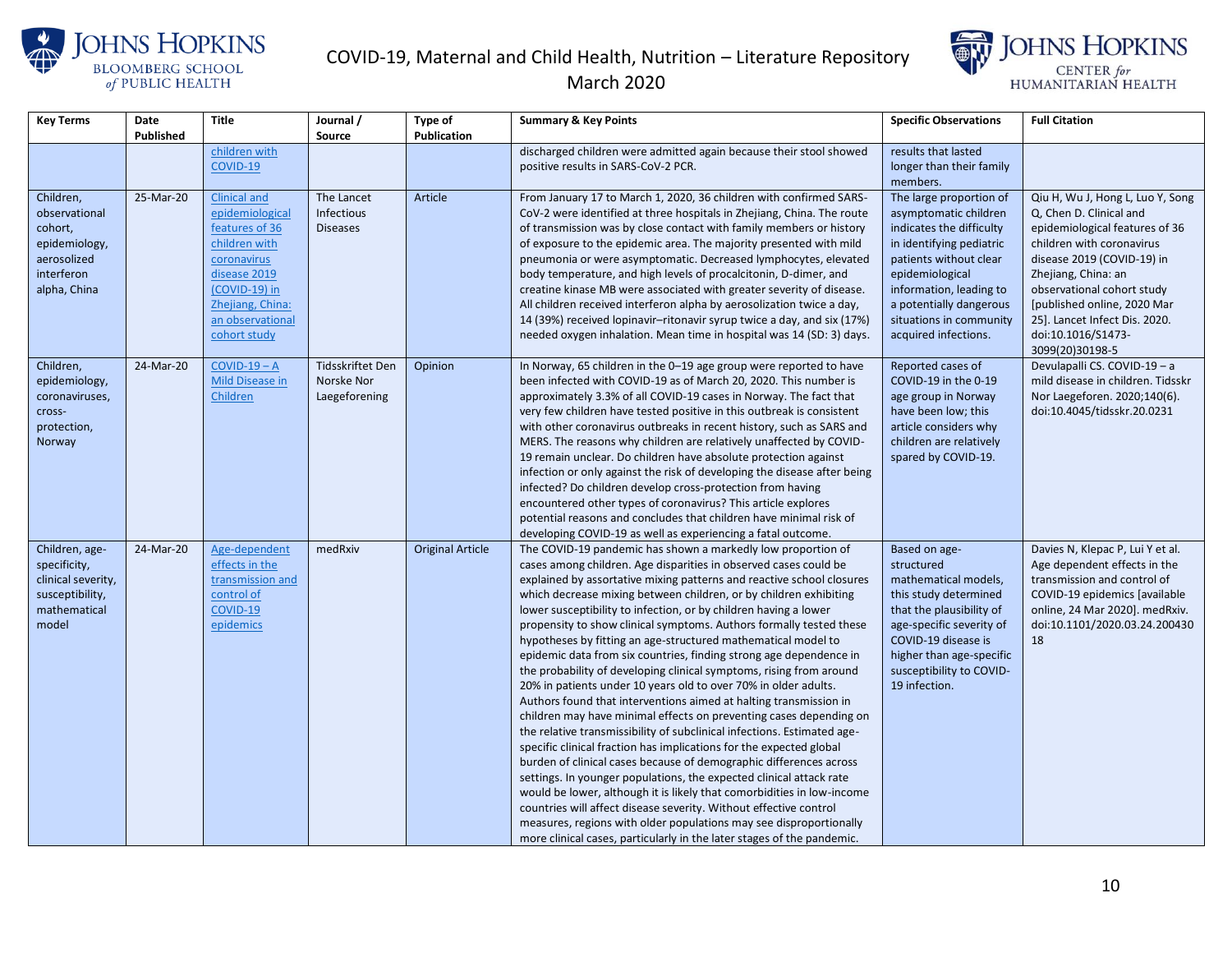| Key Terms | Date Published | Title | Journal / Source | Type of Publication | Summary & Key Points | Specific Observations | Full Citation |
|---|---|---|---|---|---|---|---|
| | | children with COVID-19 | | | discharged children were admitted again because their stool showed positive results in SARS-CoV-2 PCR. | results that lasted longer than their family members. | |
| Children, observational cohort, epidemiology, aerosolized interferon alpha, China | 25-Mar-20 | Clinical and epidemiological features of 36 children with coronavirus disease 2019 (COVID-19) in Zhejiang, China: an observational cohort study | The Lancet Infectious Diseases | Article | From January 17 to March 1, 2020, 36 children with confirmed SARS-CoV-2 were identified at three hospitals in Zhejiang, China. The route of transmission was by close contact with family members or history of exposure to the epidemic area. The majority presented with mild pneumonia or were asymptomatic. Decreased lymphocytes, elevated body temperature, and high levels of procalcitonin, D-dimer, and creatine kinase MB were associated with greater severity of disease. All children received interferon alpha by aerosolization twice a day, 14 (39%) received lopinavir–ritonavir syrup twice a day, and six (17%) needed oxygen inhalation. Mean time in hospital was 14 (SD: 3) days. | The large proportion of asymptomatic children indicates the difficulty in identifying pediatric patients without clear epidemiological information, leading to a potentially dangerous situations in community acquired infections. | Qiu H, Wu J, Hong L, Luo Y, Song Q, Chen D. Clinical and epidemiological features of 36 children with coronavirus disease 2019 (COVID-19) in Zhejiang, China: an observational cohort study [published online, 2020 Mar 25]. Lancet Infect Dis. 2020. doi:10.1016/S1473-3099(20)30198-5 |
| Children, epidemiology, coronaviruses, cross-protection, Norway | 24-Mar-20 | COVID-19 – A Mild Disease in Children | Tidsskriftet Den Norske Nor Laegeforening | Opinion | In Norway, 65 children in the 0–19 age group were reported to have been infected with COVID-19 as of March 20, 2020. This number is approximately 3.3% of all COVID-19 cases in Norway. The fact that very few children have tested positive in this outbreak is consistent with other coronavirus outbreaks in recent history, such as SARS and MERS. The reasons why children are relatively unaffected by COVID-19 remain unclear. Do children have absolute protection against infection or only against the risk of developing the disease after being infected? Do children develop cross-protection from having encountered other types of coronavirus? This article explores potential reasons and concludes that children have minimal risk of developing COVID-19 as well as experiencing a fatal outcome. | Reported cases of COVID-19 in the 0-19 age group in Norway have been low; this article considers why children are relatively spared by COVID-19. | Devulapalli CS. COVID-19 – a mild disease in children. Tidsskr Nor Laegeforen. 2020;140(6). doi:10.4045/tidsskr.20.0231 |
| Children, age-specificity, clinical severity, susceptibility, mathematical model | 24-Mar-20 | Age-dependent effects in the transmission and control of COVID-19 epidemics | medRxiv | Original Article | The COVID-19 pandemic has shown a markedly low proportion of cases among children. Age disparities in observed cases could be explained by assortative mixing patterns and reactive school closures which decrease mixing between children, or by children exhibiting lower susceptibility to infection, or by children having a lower propensity to show clinical symptoms. Authors formally tested these hypotheses by fitting an age-structured mathematical model to epidemic data from six countries, finding strong age dependence in the probability of developing clinical symptoms, rising from around 20% in patients under 10 years old to over 70% in older adults. Authors found that interventions aimed at halting transmission in children may have minimal effects on preventing cases depending on the relative transmissibility of subclinical infections. Estimated age-specific clinical fraction has implications for the expected global burden of clinical cases because of demographic differences across settings. In younger populations, the expected clinical attack rate would be lower, although it is likely that comorbidities in low-income countries will affect disease severity. Without effective control measures, regions with older populations may see disproportionally more clinical cases, particularly in the later stages of the pandemic. | Based on age-structured mathematical models, this study determined that the plausibility of age-specific severity of COVID-19 disease is higher than age-specific susceptibility to COVID-19 infection. | Davies N, Klepac P, Lui Y et al. Age dependent effects in the transmission and control of COVID-19 epidemics [available online, 24 Mar 2020]. medRxiv. doi:10.1101/2020.03.24.20043018 |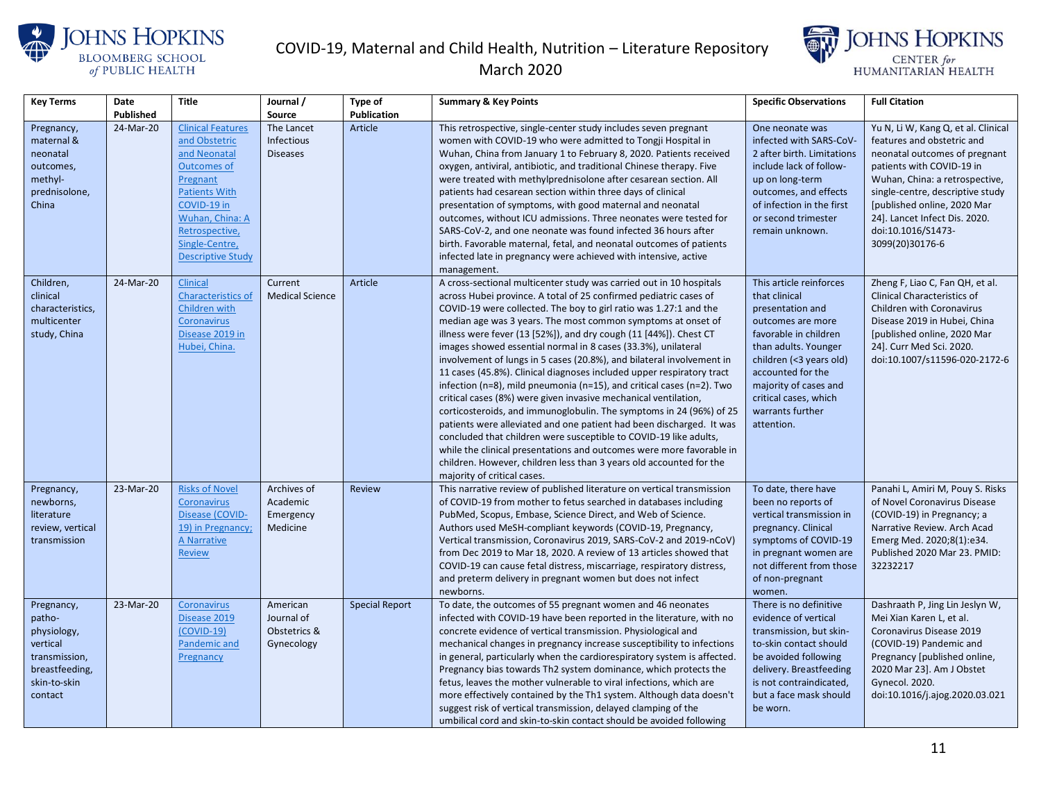| Key Terms | Date Published | Title | Journal / Source | Type of Publication | Summary & Key Points | Specific Observations | Full Citation |
|---|---|---|---|---|---|---|---|
| Pregnancy, maternal & neonatal outcomes, methyl-prednisolone, China | 24-Mar-20 | Clinical Features and Obstetric and Neonatal Outcomes of Pregnant Patients With COVID-19 in Wuhan, China: A Retrospective, Single-Centre, Descriptive Study | The Lancet Infectious Diseases | Article | This retrospective, single-center study includes seven pregnant women with COVID-19 who were admitted to Tongji Hospital in Wuhan, China from January 1 to February 8, 2020. Patients received oxygen, antiviral, antibiotic, and traditional Chinese therapy. Five were treated with methylprednisolone after cesarean section. All patients had cesarean section within three days of clinical presentation of symptoms, with good maternal and neonatal outcomes, without ICU admissions. Three neonates were tested for SARS-CoV-2, and one neonate was found infected 36 hours after birth. Favorable maternal, fetal, and neonatal outcomes of patients infected late in pregnancy were achieved with intensive, active management. | One neonate was infected with SARS-CoV-2 after birth. Limitations include lack of follow-up on long-term outcomes, and effects of infection in the first or second trimester remain unknown. | Yu N, Li W, Kang Q, et al. Clinical features and obstetric and neonatal outcomes of pregnant patients with COVID-19 in Wuhan, China: a retrospective, single-centre, descriptive study [published online, 2020 Mar 24]. Lancet Infect Dis. 2020. doi:10.1016/S1473-3099(20)30176-6 |
| Children, clinical characteristics, multicenter study, China | 24-Mar-20 | Clinical Characteristics of Children with Coronavirus Disease 2019 in Hubei, China. | Current Medical Science | Article | A cross-sectional multicenter study was carried out in 10 hospitals across Hubei province. A total of 25 confirmed pediatric cases of COVID-19 were collected. The boy to girl ratio was 1.27:1 and the median age was 3 years. The most common symptoms at onset of illness were fever (13 [52%]), and dry cough (11 [44%]). Chest CT images showed essential normal in 8 cases (33.3%), unilateral involvement of lungs in 5 cases (20.8%), and bilateral involvement in 11 cases (45.8%). Clinical diagnoses included upper respiratory tract infection (n=8), mild pneumonia (n=15), and critical cases (n=2). Two critical cases (8%) were given invasive mechanical ventilation, corticosteroids, and immunoglobulin. The symptoms in 24 (96%) of 25 patients were alleviated and one patient had been discharged. It was concluded that children were susceptible to COVID-19 like adults, while the clinical presentations and outcomes were more favorable in children. However, children less than 3 years old accounted for the majority of critical cases. | This article reinforces that clinical presentation and outcomes are more favorable in children than adults. Younger children (<3 years old) accounted for the majority of cases and critical cases, which warrants further attention. | Zheng F, Liao C, Fan QH, et al. Clinical Characteristics of Children with Coronavirus Disease 2019 in Hubei, China [published online, 2020 Mar 24]. Curr Med Sci. 2020. doi:10.1007/s11596-020-2172-6 |
| Pregnancy, newborns, literature review, vertical transmission | 23-Mar-20 | Risks of Novel Coronavirus Disease (COVID-19) in Pregnancy; A Narrative Review | Archives of Academic Emergency Medicine | Review | This narrative review of published literature on vertical transmission of COVID-19 from mother to fetus searched in databases including PubMed, Scopus, Embase, Science Direct, and Web of Science. Authors used MeSH-compliant keywords (COVID-19, Pregnancy, Vertical transmission, Coronavirus 2019, SARS-CoV-2 and 2019-nCoV) from Dec 2019 to Mar 18, 2020. A review of 13 articles showed that COVID-19 can cause fetal distress, miscarriage, respiratory distress, and preterm delivery in pregnant women but does not infect newborns. | To date, there have been no reports of vertical transmission in pregnancy. Clinical symptoms of COVID-19 in pregnant women are not different from those of non-pregnant women. | Panahi L, Amiri M, Pouy S. Risks of Novel Coronavirus Disease (COVID-19) in Pregnancy; a Narrative Review. Arch Acad Emerg Med. 2020;8(1):e34. Published 2020 Mar 23. PMID: 32232217 |
| Pregnancy, patho-physiology, vertical transmission, breastfeeding, skin-to-skin contact | 23-Mar-20 | Coronavirus Disease 2019 (COVID-19) Pandemic and Pregnancy | American Journal of Obstetrics & Gynecology | Special Report | To date, the outcomes of 55 pregnant women and 46 neonates infected with COVID-19 have been reported in the literature, with no concrete evidence of vertical transmission. Physiological and mechanical changes in pregnancy increase susceptibility to infections in general, particularly when the cardiorespiratory system is affected. Pregnancy bias towards Th2 system dominance, which protects the fetus, leaves the mother vulnerable to viral infections, which are more effectively contained by the Th1 system. Although data doesn't suggest risk of vertical transmission, delayed clamping of the umbilical cord and skin-to-skin contact should be avoided following | There is no definitive evidence of vertical transmission, but skin-to-skin contact should be avoided following delivery. Breastfeeding is not contraindicated, but a face mask should be worn. | Dashraath P, Jing Lin Jeslyn W, Mei Xian Karen L, et al. Coronavirus Disease 2019 (COVID-19) Pandemic and Pregnancy [published online, 2020 Mar 23]. Am J Obstet Gynecol. 2020. doi:10.1016/j.ajog.2020.03.021 |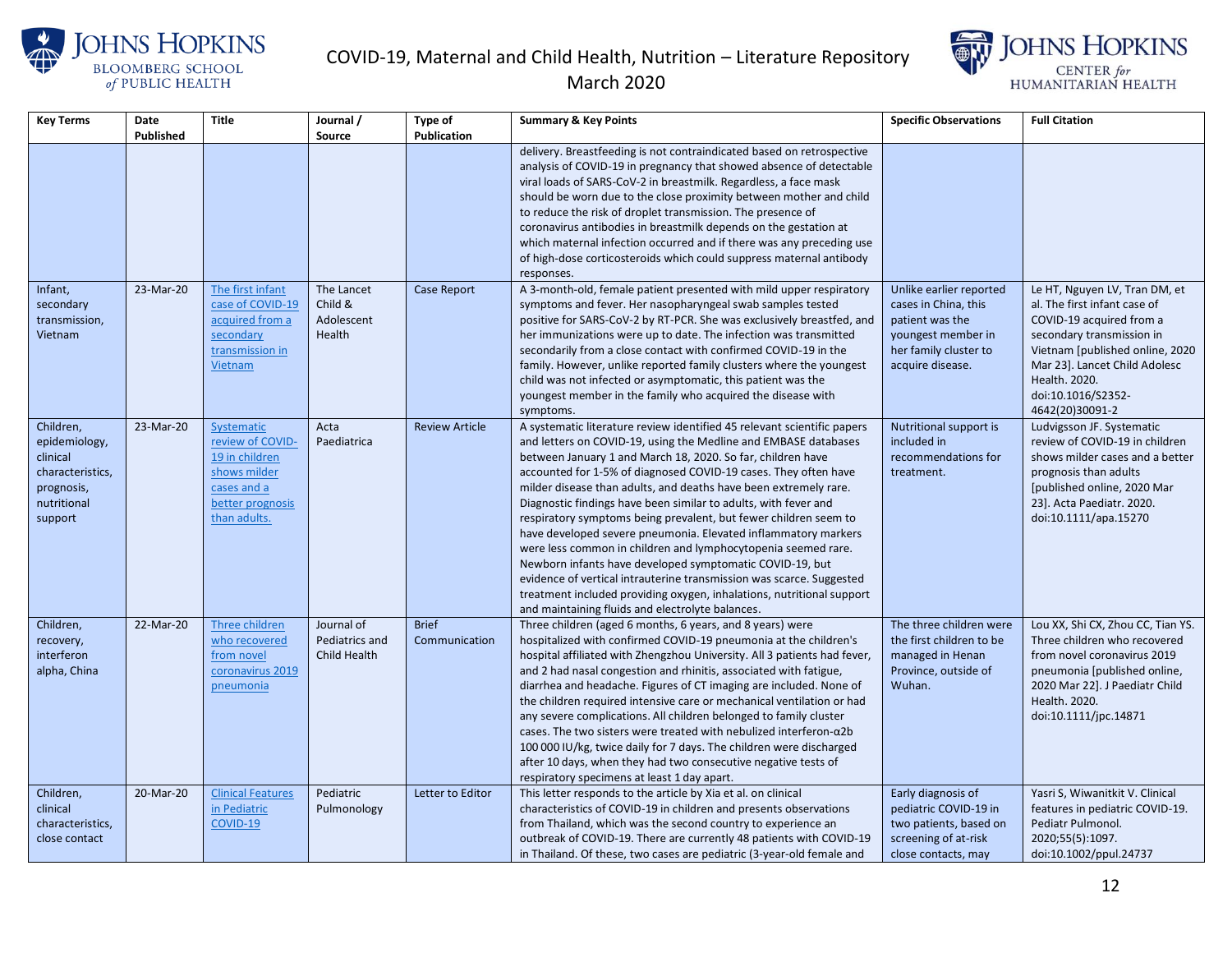| Key Terms | Date Published | Title | Journal / Source | Type of Publication | Summary & Key Points | Specific Observations | Full Citation |
|---|---|---|---|---|---|---|---|
| | | | | | delivery. Breastfeeding is not contraindicated based on retrospective analysis of COVID-19 in pregnancy that showed absence of detectable viral loads of SARS-CoV-2 in breastmilk. Regardless, a face mask should be worn due to the close proximity between mother and child to reduce the risk of droplet transmission. The presence of coronavirus antibodies in breastmilk depends on the gestation at which maternal infection occurred and if there was any preceding use of high-dose corticosteroids which could suppress maternal antibody responses. | | |
| Infant, secondary transmission, Vietnam | 23-Mar-20 | The first infant case of COVID-19 acquired from a secondary transmission in Vietnam | The Lancet Child & Adolescent Health | Case Report | A 3-month-old, female patient presented with mild upper respiratory symptoms and fever. Her nasopharyngeal swab samples tested positive for SARS-CoV-2 by RT-PCR. She was exclusively breastfed, and her immunizations were up to date. The infection was transmitted secondarily from a close contact with confirmed COVID-19 in the family. However, unlike reported family clusters where the youngest child was not infected or asymptomatic, this patient was the youngest member in the family who acquired the disease with symptoms. | Unlike earlier reported cases in China, this patient was the youngest member in her family cluster to acquire disease. | Le HT, Nguyen LV, Tran DM, et al. The first infant case of COVID-19 acquired from a secondary transmission in Vietnam [published online, 2020 Mar 23]. Lancet Child Adolesc Health. 2020. doi:10.1016/S2352-4642(20)30091-2 |
| Children, epidemiology, clinical characteristics, prognosis, nutritional support | 23-Mar-20 | Systematic review of COVID-19 in children shows milder cases and a better prognosis than adults. | Acta Paediatrica | Review Article | A systematic literature review identified 45 relevant scientific papers and letters on COVID-19, using the Medline and EMBASE databases between January 1 and March 18, 2020. So far, children have accounted for 1-5% of diagnosed COVID-19 cases. They often have milder disease than adults, and deaths have been extremely rare. Diagnostic findings have been similar to adults, with fever and respiratory symptoms being prevalent, but fewer children seem to have developed severe pneumonia. Elevated inflammatory markers were less common in children and lymphocytopenia seemed rare. Newborn infants have developed symptomatic COVID-19, but evidence of vertical intrauterine transmission was scarce. Suggested treatment included providing oxygen, inhalations, nutritional support and maintaining fluids and electrolyte balances. | Nutritional support is included in recommendations for treatment. | Ludvigsson JF. Systematic review of COVID-19 in children shows milder cases and a better prognosis than adults [published online, 2020 Mar 23]. Acta Paediatr. 2020. doi:10.1111/apa.15270 |
| Children, recovery, interferon alpha, China | 22-Mar-20 | Three children who recovered from novel coronavirus 2019 pneumonia | Journal of Pediatrics and Child Health | Brief Communication | Three children (aged 6 months, 6 years, and 8 years) were hospitalized with confirmed COVID-19 pneumonia at the children's hospital affiliated with Zhengzhou University. All 3 patients had fever, and 2 had nasal congestion and rhinitis, associated with fatigue, diarrhea and headache. Figures of CT imaging are included. None of the children required intensive care or mechanical ventilation or had any severe complications. All children belonged to family cluster cases. The two sisters were treated with nebulized interferon-α2b 100 000 IU/kg, twice daily for 7 days. The children were discharged after 10 days, when they had two consecutive negative tests of respiratory specimens at least 1 day apart. | The three children were the first children to be managed in Henan Province, outside of Wuhan. | Lou XX, Shi CX, Zhou CC, Tian YS. Three children who recovered from novel coronavirus 2019 pneumonia [published online, 2020 Mar 22]. J Paediatr Child Health. 2020. doi:10.1111/jpc.14871 |
| Children, clinical characteristics, close contact | 20-Mar-20 | Clinical Features in Pediatric COVID-19 | Pediatric Pulmonology | Letter to Editor | This letter responds to the article by Xia et al. on clinical characteristics of COVID-19 in children and presents observations from Thailand, which was the second country to experience an outbreak of COVID-19. There are currently 48 patients with COVID-19 in Thailand. Of these, two cases are pediatric (3-year-old female and | Early diagnosis of pediatric COVID-19 in two patients, based on screening of at-risk close contacts, may | Yasri S, Wiwanitkit V. Clinical features in pediatric COVID-19. Pediatr Pulmonol. 2020;55(5):1097. doi:10.1002/ppul.24737 |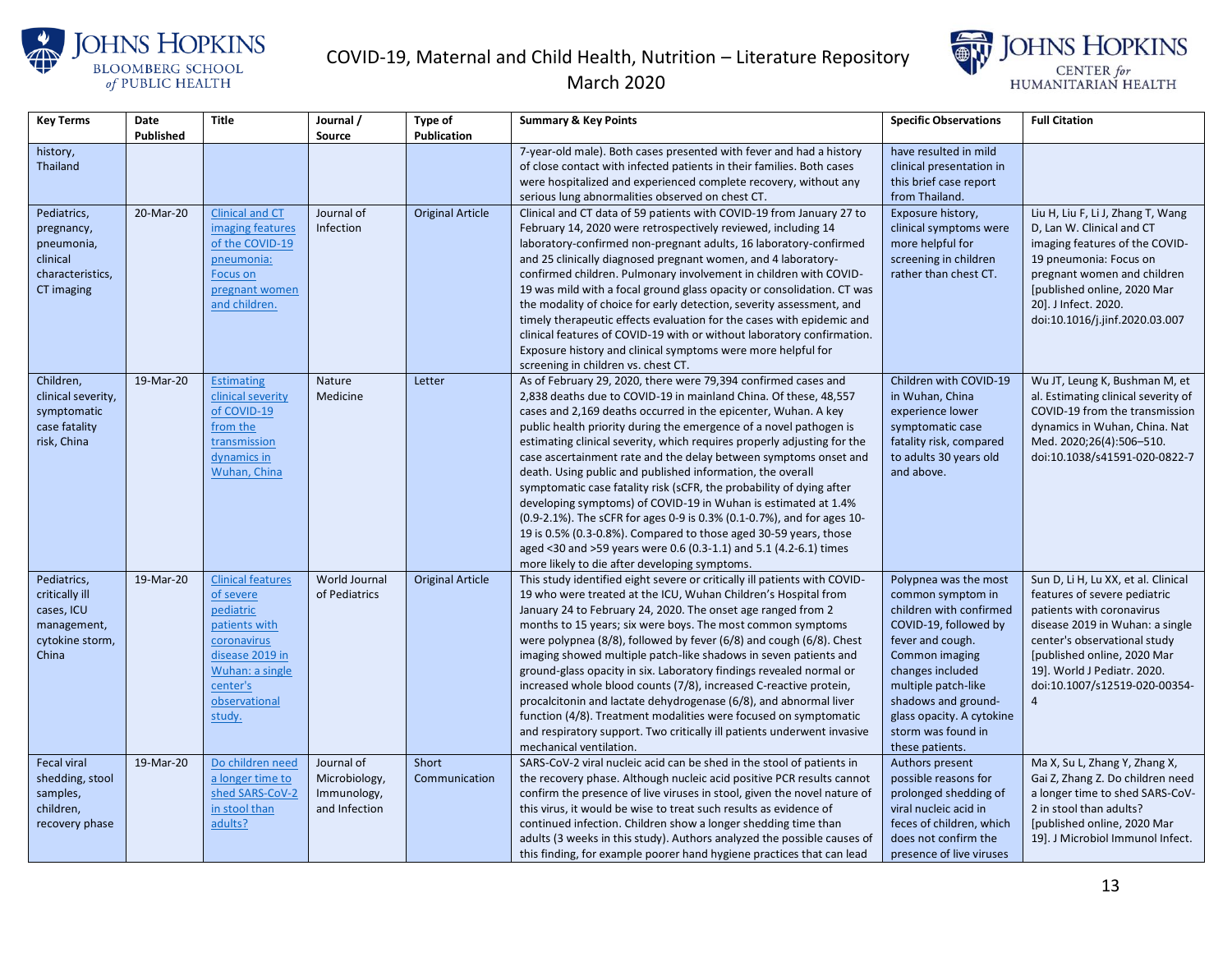| Key Terms | Date Published | Title | Journal / Source | Type of Publication | Summary & Key Points | Specific Observations | Full Citation |
|---|---|---|---|---|---|---|---|
| history, Thailand | | | | | 7-year-old male). Both cases presented with fever and had a history of close contact with infected patients in their families. Both cases were hospitalized and experienced complete recovery, without any serious lung abnormalities observed on chest CT. | have resulted in mild clinical presentation in this brief case report from Thailand. | |
| Pediatrics, pregnancy, pneumonia, clinical characteristics, CT imaging | 20-Mar-20 | Clinical and CT imaging features of the COVID-19 pneumonia: Focus on pregnant women and children. | Journal of Infection | Original Article | Clinical and CT data of 59 patients with COVID-19 from January 27 to February 14, 2020 were retrospectively reviewed, including 14 laboratory-confirmed non-pregnant adults, 16 laboratory-confirmed and 25 clinically diagnosed pregnant women, and 4 laboratory-confirmed children. Pulmonary involvement in children with COVID-19 was mild with a focal ground glass opacity or consolidation. CT was the modality of choice for early detection, severity assessment, and timely therapeutic effects evaluation for the cases with epidemic and clinical features of COVID-19 with or without laboratory confirmation. Exposure history and clinical symptoms were more helpful for screening in children vs. chest CT. | Exposure history, clinical symptoms were more helpful for screening in children rather than chest CT. | Liu H, Liu F, Li J, Zhang T, Wang D, Lan W. Clinical and CT imaging features of the COVID-19 pneumonia: Focus on pregnant women and children [published online, 2020 Mar 20]. J Infect. 2020. doi:10.1016/j.jinf.2020.03.007 |
| Children, clinical severity, symptomatic case fatality risk, China | 19-Mar-20 | Estimating clinical severity of COVID-19 from the transmission dynamics in Wuhan, China | Nature Medicine | Letter | As of February 29, 2020, there were 79,394 confirmed cases and 2,838 deaths due to COVID-19 in mainland China. Of these, 48,557 cases and 2,169 deaths occurred in the epicenter, Wuhan. A key public health priority during the emergence of a novel pathogen is estimating clinical severity, which requires properly adjusting for the case ascertainment rate and the delay between symptoms onset and death. Using public and published information, the overall symptomatic case fatality risk (sCFR, the probability of dying after developing symptoms) of COVID-19 in Wuhan is estimated at 1.4% (0.9-2.1%). The sCFR for ages 0-9 is 0.3% (0.1-0.7%), and for ages 10-19 is 0.5% (0.3-0.8%). Compared to those aged 30-59 years, those aged <30 and >59 years were 0.6 (0.3-1.1) and 5.1 (4.2-6.1) times more likely to die after developing symptoms. | Children with COVID-19 in Wuhan, China experience lower symptomatic case fatality risk, compared to adults 30 years old and above. | Wu JT, Leung K, Bushman M, et al. Estimating clinical severity of COVID-19 from the transmission dynamics in Wuhan, China. Nat Med. 2020;26(4):506–510. doi:10.1038/s41591-020-0822-7 |
| Pediatrics, critically ill cases, ICU management, cytokine storm, China | 19-Mar-20 | Clinical features of severe pediatric patients with coronavirus disease 2019 in Wuhan: a single center's observational study. | World Journal of Pediatrics | Original Article | This study identified eight severe or critically ill patients with COVID-19 who were treated at the ICU, Wuhan Children's Hospital from January 24 to February 24, 2020. The onset age ranged from 2 months to 15 years; six were boys. The most common symptoms were polypnea (8/8), followed by fever (6/8) and cough (6/8). Chest imaging showed multiple patch-like shadows in seven patients and ground-glass opacity in six. Laboratory findings revealed normal or increased whole blood counts (7/8), increased C-reactive protein, procalcitonin and lactate dehydrogenase (6/8), and abnormal liver function (4/8). Treatment modalities were focused on symptomatic and respiratory support. Two critically ill patients underwent invasive mechanical ventilation. | Polypnea was the most common symptom in children with confirmed COVID-19, followed by fever and cough. Common imaging changes included multiple patch-like shadows and ground-glass opacity. A cytokine storm was found in these patients. | Sun D, Li H, Lu XX, et al. Clinical features of severe pediatric patients with coronavirus disease 2019 in Wuhan: a single center's observational study [published online, 2020 Mar 19]. World J Pediatr. 2020. doi:10.1007/s12519-020-00354-4 |
| Fecal viral shedding, stool samples, children, recovery phase | 19-Mar-20 | Do children need a longer time to shed SARS-CoV-2 in stool than adults? | Journal of Microbiology, Immunology, and Infection | Short Communication | SARS-CoV-2 viral nucleic acid can be shed in the stool of patients in the recovery phase. Although nucleic acid positive PCR results cannot confirm the presence of live viruses in stool, given the novel nature of this virus, it would be wise to treat such results as evidence of continued infection. Children show a longer shedding time than adults (3 weeks in this study). Authors analyzed the possible causes of this finding, for example poorer hand hygiene practices that can lead | Authors present possible reasons for prolonged shedding of viral nucleic acid in feces of children, which does not confirm the presence of live viruses | Ma X, Su L, Zhang Y, Zhang X, Gai Z, Zhang Z. Do children need a longer time to shed SARS-CoV-2 in stool than adults? [published online, 2020 Mar 19]. J Microbiol Immunol Infect. |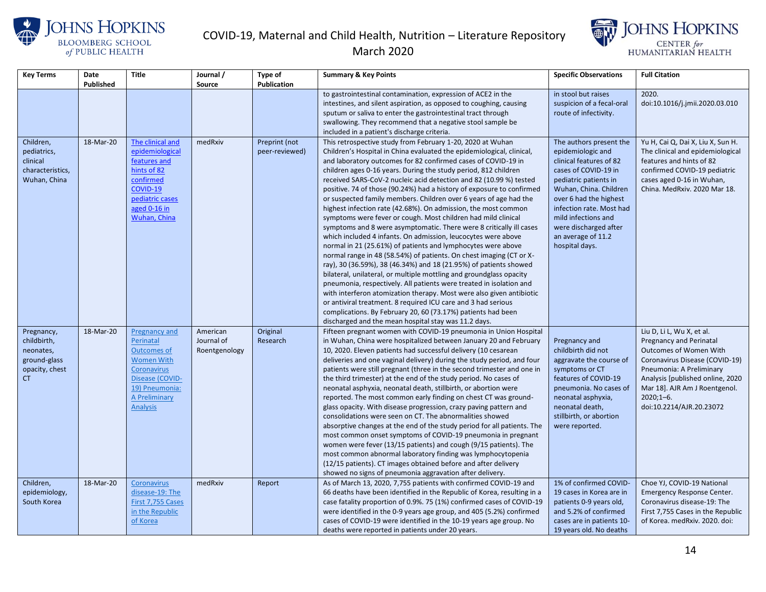| Key Terms | Date Published | Title | Journal / Source | Type of Publication | Summary & Key Points | Specific Observations | Full Citation |
|---|---|---|---|---|---|---|---|
| | | | | | to gastrointestinal contamination, expression of ACE2 in the intestines, and silent aspiration, as opposed to coughing, causing sputum or saliva to enter the gastrointestinal tract through swallowing. They recommend that a negative stool sample be included in a patient's discharge criteria. | in stool but raises suspicion of a fecal-oral route of infectivity. | 2020. doi:10.1016/j.jmii.2020.03.010 |
| Children, pediatrics, clinical characteristics, Wuhan, China | 18-Mar-20 | [The clinical and epidemiological features and hints of 82 confirmed COVID-19 pediatric cases aged 0-16 in Wuhan, China]() | medRxiv | Preprint (not peer-reviewed) | This retrospective study from February 1-20, 2020 at Wuhan Children's Hospital in China evaluated the epidemiological, clinical, and laboratory outcomes for 82 confirmed cases of COVID-19 in children ages 0-16 years. During the study period, 812 children received SARS-CoV-2 nucleic acid detection and 82 (10.99 %) tested positive. 74 of those (90.24%) had a history of exposure to confirmed or suspected family members. Children over 6 years of age had the highest infection rate (42.68%). On admission, the most common symptoms were fever or cough. Most children had mild clinical symptoms and 8 were asymptomatic. There were 8 critically ill cases which included 4 infants. On admission, leucocytes were above normal in 21 (25.61%) of patients and lymphocytes were above normal range in 48 (58.54%) of patients. On chest imaging (CT or X-ray), 30 (36.59%), 38 (46.34%) and 18 (21.95%) of patients showed bilateral, unilateral, or multiple mottling and groundglass opacity pneumonia, respectively. All patients were treated in isolation and with interferon atomization therapy. Most were also given antibiotic or antiviral treatment. 8 required ICU care and 3 had serious complications. By February 20, 60 (73.17%) patients had been discharged and the mean hospital stay was 11.2 days. | The authors present the epidemiologic and clinical features of 82 cases of COVID-19 in pediatric patients in Wuhan, China. Children over 6 had the highest infection rate. Most had mild infections and were discharged after an average of 11.2 hospital days. | Yu H, Cai Q, Dai X, Liu X, Sun H. The clinical and epidemiological features and hints of 82 confirmed COVID-19 pediatric cases aged 0-16 in Wuhan, China. MedRxiv. 2020 Mar 18. |
| Pregnancy, childbirth, neonates, ground-glass opacity, chest CT | 18-Mar-20 | [Pregnancy and Perinatal Outcomes of Women With Coronavirus Disease (COVID-19) Pneumonia: A Preliminary Analysis]() | American Journal of Roentgenology | Original Research | Fifteen pregnant women with COVID-19 pneumonia in Union Hospital in Wuhan, China were hospitalized between January 20 and February 10, 2020. Eleven patients had successful delivery (10 cesarean deliveries and one vaginal delivery) during the study period, and four patients were still pregnant (three in the second trimester and one in the third trimester) at the end of the study period. No cases of neonatal asphyxia, neonatal death, stillbirth, or abortion were reported. The most common early finding on chest CT was ground-glass opacity. With disease progression, crazy paving pattern and consolidations were seen on CT. The abnormalities showed absorptive changes at the end of the study period for all patients. The most common onset symptoms of COVID-19 pneumonia in pregnant women were fever (13/15 patients) and cough (9/15 patients). The most common abnormal laboratory finding was lymphocytopenia (12/15 patients). CT images obtained before and after delivery showed no signs of pneumonia aggravation after delivery. | Pregnancy and childbirth did not aggravate the course of symptoms or CT features of COVID-19 pneumonia. No cases of neonatal asphyxia, neonatal death, stillbirth, or abortion were reported. | Liu D, Li L, Wu X, et al. Pregnancy and Perinatal Outcomes of Women With Coronavirus Disease (COVID-19) Pneumonia: A Preliminary Analysis [published online, 2020 Mar 18]. AJR Am J Roentgenol. 2020;1–6. doi:10.2214/AJR.20.23072 |
| Children, epidemiology, South Korea | 18-Mar-20 | [Coronavirus disease-19: The First 7,755 Cases in the Republic of Korea]() | medRxiv | Report | As of March 13, 2020, 7,755 patients with confirmed COVID-19 and 66 deaths have been identified in the Republic of Korea, resulting in a case fatality proportion of 0.9%. 75 (1%) confirmed cases of COVID-19 were identified in the 0-9 years age group, and 405 (5.2%) confirmed cases of COVID-19 were identified in the 10-19 years age group. No deaths were reported in patients under 20 years. | 1% of confirmed COVID-19 cases in Korea are in patients 0-9 years old, and 5.2% of confirmed cases are in patients 10-19 years old. No deaths | Choe YJ, COVID-19 National Emergency Response Center. Coronavirus disease-19: The First 7,755 Cases in the Republic of Korea. medRxiv. 2020. doi: |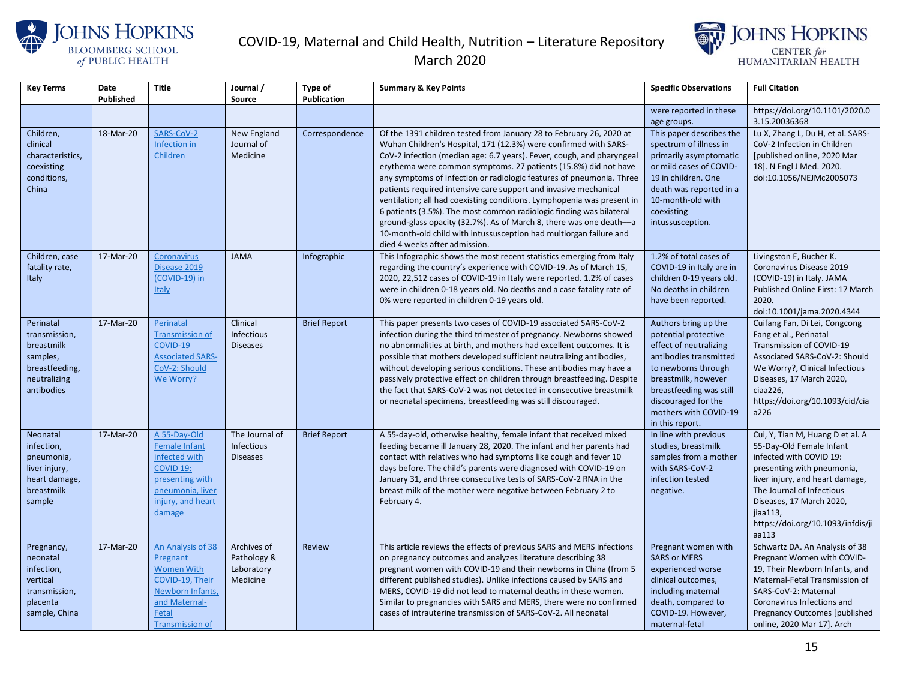| Key Terms | Date Published | Title | Journal / Source | Type of Publication | Summary & Key Points | Specific Observations | Full Citation |
|---|---|---|---|---|---|---|---|
| | | | | | | were reported in these age groups. | https://doi.org/10.1101/2020.03.15.20036368 |
| Children, clinical characteristics, coexisting conditions, China | 18-Mar-20 | SARS-CoV-2 Infection in Children | New England Journal of Medicine | Correspondence | Of the 1391 children tested from January 28 to February 26, 2020 at Wuhan Children's Hospital, 171 (12.3%) were confirmed with SARS-CoV-2 infection (median age: 6.7 years). Fever, cough, and pharyngeal erythema were common symptoms. 27 patients (15.8%) did not have any symptoms of infection or radiologic features of pneumonia. Three patients required intensive care support and invasive mechanical ventilation; all had coexisting conditions. Lymphopenia was present in 6 patients (3.5%). The most common radiologic finding was bilateral ground-glass opacity (32.7%). As of March 8, there was one death—a 10-month-old child with intussusception had multiorgan failure and died 4 weeks after admission. | This paper describes the spectrum of illness in primarily asymptomatic or mild cases of COVID-19 in children. One death was reported in a 10-month-old with coexisting intussusception. | Lu X, Zhang L, Du H, et al. SARS-CoV-2 Infection in Children [published online, 2020 Mar 18]. N Engl J Med. 2020. doi:10.1056/NEJMc2005073 |
| Children, case fatality rate, Italy | 17-Mar-20 | Coronavirus Disease 2019 (COVID-19) in Italy | JAMA | Infographic | This Infographic shows the most recent statistics emerging from Italy regarding the country's experience with COVID-19. As of March 15, 2020, 22,512 cases of COVID-19 in Italy were reported. 1.2% of cases were in children 0-18 years old. No deaths and a case fatality rate of 0% were reported in children 0-19 years old. | 1.2% of total cases of COVID-19 in Italy are in children 0-19 years old. No deaths in children have been reported. | Livingston E, Bucher K. Coronavirus Disease 2019 (COVID-19) in Italy. JAMA Published Online First: 17 March 2020. doi:10.1001/jama.2020.4344 |
| Perinatal transmission, breastmilk samples, breastfeeding, neutralizing antibodies | 17-Mar-20 | Perinatal Transmission of COVID-19 Associated SARS-CoV-2: Should We Worry? | Clinical Infectious Diseases | Brief Report | This paper presents two cases of COVID-19 associated SARS-CoV-2 infection during the third trimester of pregnancy. Newborns showed no abnormalities at birth, and mothers had excellent outcomes. It is possible that mothers developed sufficient neutralizing antibodies, without developing serious conditions. These antibodies may have a passively protective effect on children through breastfeeding. Despite the fact that SARS-CoV-2 was not detected in consecutive breastmilk or neonatal specimens, breastfeeding was still discouraged. | Authors bring up the potential protective effect of neutralizing antibodies transmitted to newborns through breastmilk, however breastfeeding was still discouraged for the mothers with COVID-19 in this report. | Cuifang Fan, Di Lei, Congcong Fang et al., Perinatal Transmission of COVID-19 Associated SARS-CoV-2: Should We Worry?, Clinical Infectious Diseases, 17 March 2020, ciaa226, https://doi.org/10.1093/cid/ciaa226 |
| Neonatal infection, pneumonia, liver injury, heart damage, breastmilk sample | 17-Mar-20 | A 55-Day-Old Female Infant infected with COVID 19: presenting with pneumonia, liver injury, and heart damage | The Journal of Infectious Diseases | Brief Report | A 55-day-old, otherwise healthy, female infant that received mixed feeding became ill January 28, 2020. The infant and her parents had contact with relatives who had symptoms like cough and fever 10 days before. The child's parents were diagnosed with COVID-19 on January 31, and three consecutive tests of SARS-CoV-2 RNA in the breast milk of the mother were negative between February 2 to February 4. | In line with previous studies, breastmilk samples from a mother with SARS-CoV-2 infection tested negative. | Cui, Y, Tian M, Huang D et al. A 55-Day-Old Female Infant infected with COVID 19: presenting with pneumonia, liver injury, and heart damage, The Journal of Infectious Diseases, 17 March 2020, jiaa113, https://doi.org/10.1093/infdis/jiaa113 |
| Pregnancy, neonatal infection, vertical transmission, placenta sample, China | 17-Mar-20 | An Analysis of 38 Pregnant Women With COVID-19, Their Newborn Infants, and Maternal-Fetal Transmission of | Archives of Pathology & Laboratory Medicine | Review | This article reviews the effects of previous SARS and MERS infections on pregnancy outcomes and analyzes literature describing 38 pregnant women with COVID-19 and their newborns in China (from 5 different published studies). Unlike infections caused by SARS and MERS, COVID-19 did not lead to maternal deaths in these women. Similar to pregnancies with SARS and MERS, there were no confirmed cases of intrauterine transmission of SARS-CoV-2. All neonatal | Pregnant women with SARS or MERS experienced worse clinical outcomes, including maternal death, compared to COVID-19. However, maternal-fetal | Schwartz DA. An Analysis of 38 Pregnant Women with COVID-19, Their Newborn Infants, and Maternal-Fetal Transmission of SARS-CoV-2: Maternal Coronavirus Infections and Pregnancy Outcomes [published online, 2020 Mar 17]. Arch |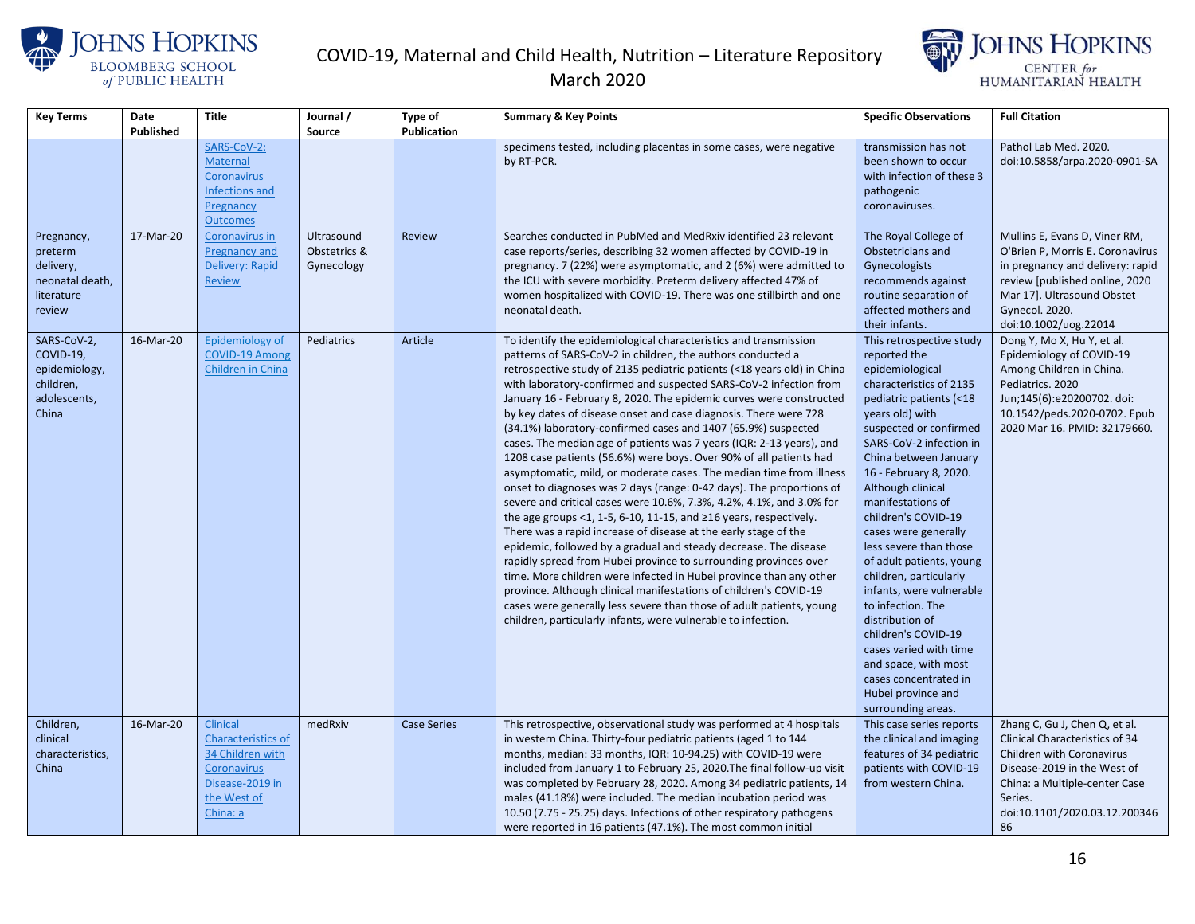| Key Terms | Date Published | Title | Journal / Source | Type of Publication | Summary & Key Points | Specific Observations | Full Citation |
|---|---|---|---|---|---|---|---|
| | | SARS-CoV-2: Maternal Coronavirus Infections and Pregnancy Outcomes | | | specimens tested, including placentas in some cases, were negative by RT-PCR. | transmission has not been shown to occur with infection of these 3 pathogenic coronaviruses. | Pathol Lab Med. 2020. doi:10.5858/arpa.2020-0901-SA |
| Pregnancy, preterm delivery, neonatal death, literature review | 17-Mar-20 | Coronavirus in Pregnancy and Delivery: Rapid Review | Ultrasound Obstetrics & Gynecology | Review | Searches conducted in PubMed and MedRxiv identified 23 relevant case reports/series, describing 32 women affected by COVID-19 in pregnancy. 7 (22%) were asymptomatic, and 2 (6%) were admitted to the ICU with severe morbidity. Preterm delivery affected 47% of women hospitalized with COVID-19. There was one stillbirth and one neonatal death. | The Royal College of Obstetricians and Gynecologists recommends against routine separation of affected mothers and their infants. | Mullins E, Evans D, Viner RM, O'Brien P, Morris E. Coronavirus in pregnancy and delivery: rapid review [published online, 2020 Mar 17]. Ultrasound Obstet Gynecol. 2020. doi:10.1002/uog.22014 |
| SARS-CoV-2, COVID-19, epidemiology, children, adolescents, China | 16-Mar-20 | Epidemiology of COVID-19 Among Children in China | Pediatrics | Article | To identify the epidemiological characteristics and transmission patterns of SARS-CoV-2 in children, the authors conducted a retrospective study of 2135 pediatric patients (<18 years old) in China with laboratory-confirmed and suspected SARS-CoV-2 infection from January 16 - February 8, 2020. The epidemic curves were constructed by key dates of disease onset and case diagnosis. There were 728 (34.1%) laboratory-confirmed cases and 1407 (65.9%) suspected cases. The median age of patients was 7 years (IQR: 2-13 years), and 1208 case patients (56.6%) were boys. Over 90% of all patients had asymptomatic, mild, or moderate cases. The median time from illness onset to diagnoses was 2 days (range: 0-42 days). The proportions of severe and critical cases were 10.6%, 7.3%, 4.2%, 4.1%, and 3.0% for the age groups <1, 1-5, 6-10, 11-15, and ≥16 years, respectively. There was a rapid increase of disease at the early stage of the epidemic, followed by a gradual and steady decrease. The disease rapidly spread from Hubei province to surrounding provinces over time. More children were infected in Hubei province than any other province. Although clinical manifestations of children's COVID-19 cases were generally less severe than those of adult patients, young children, particularly infants, were vulnerable to infection. | This retrospective study reported the epidemiological characteristics of 2135 pediatric patients (<18 years old) with suspected or confirmed SARS-CoV-2 infection in China between January 16 - February 8, 2020. Although clinical manifestations of children's COVID-19 cases were generally less severe than those of adult patients, young children, particularly infants, were vulnerable to infection. The distribution of children's COVID-19 cases varied with time and space, with most cases concentrated in Hubei province and surrounding areas. | Dong Y, Mo X, Hu Y, et al. Epidemiology of COVID-19 Among Children in China. Pediatrics. 2020 Jun;145(6):e20200702. doi: 10.1542/peds.2020-0702. Epub 2020 Mar 16. PMID: 32179660. |
| Children, clinical characteristics, China | 16-Mar-20 | Clinical Characteristics of 34 Children with Coronavirus Disease-2019 in the West of China: a | medRxiv | Case Series | This retrospective, observational study was performed at 4 hospitals in western China. Thirty-four pediatric patients (aged 1 to 144 months, median: 33 months, IQR: 10-94.25) with COVID-19 were included from January 1 to February 25, 2020.The final follow-up visit was completed by February 28, 2020. Among 34 pediatric patients, 14 males (41.18%) were included. The median incubation period was 10.50 (7.75 - 25.25) days. Infections of other respiratory pathogens were reported in 16 patients (47.1%). The most common initial | This case series reports the clinical and imaging features of 34 pediatric patients with COVID-19 from western China. | Zhang C, Gu J, Chen Q, et al. Clinical Characteristics of 34 Children with Coronavirus Disease-2019 in the West of China: a Multiple-center Case Series. doi:10.1101/2020.03.12.20034686 |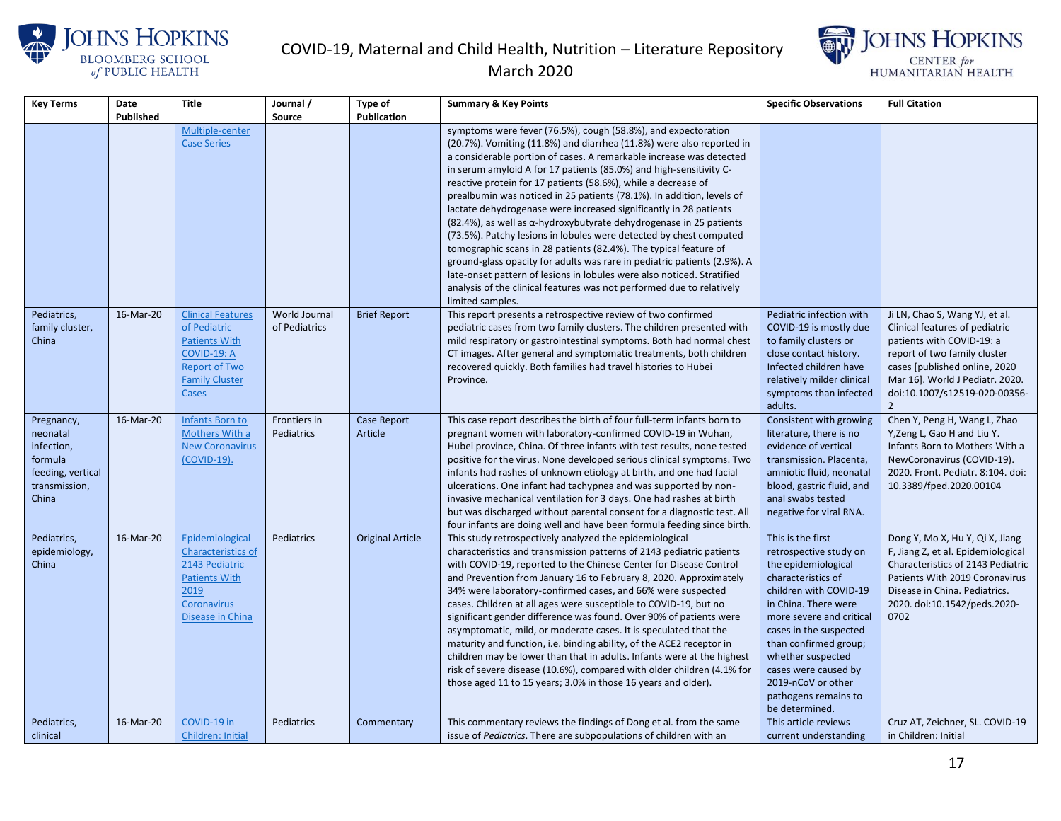| Key Terms | Date Published | Title | Journal / Source | Type of Publication | Summary & Key Points | Specific Observations | Full Citation |
|---|---|---|---|---|---|---|---|
| | | Multiple-center Case Series | | | symptoms were fever (76.5%), cough (58.8%), and expectoration (20.7%). Vomiting (11.8%) and diarrhea (11.8%) were also reported in a considerable portion of cases. A remarkable increase was detected in serum amyloid A for 17 patients (85.0%) and high-sensitivity C-reactive protein for 17 patients (58.6%), while a decrease of prealbumin was noticed in 25 patients (78.1%). In addition, levels of lactate dehydrogenase were increased significantly in 28 patients (82.4%), as well as α-hydroxybutyrate dehydrogenase in 25 patients (73.5%). Patchy lesions in lobules were detected by chest computed tomographic scans in 28 patients (82.4%). The typical feature of ground-glass opacity for adults was rare in pediatric patients (2.9%). A late-onset pattern of lesions in lobules were also noticed. Stratified analysis of the clinical features was not performed due to relatively limited samples. | | |
| Pediatrics, family cluster, China | 16-Mar-20 | Clinical Features of Pediatric Patients With COVID-19: A Report of Two Family Cluster Cases | World Journal of Pediatrics | Brief Report | This report presents a retrospective review of two confirmed pediatric cases from two family clusters. The children presented with mild respiratory or gastrointestinal symptoms. Both had normal chest CT images. After general and symptomatic treatments, both children recovered quickly. Both families had travel histories to Hubei Province. | Pediatric infection with COVID-19 is mostly due to family clusters or close contact history. Infected children have relatively milder clinical symptoms than infected adults. | Ji LN, Chao S, Wang YJ, et al. Clinical features of pediatric patients with COVID-19: a report of two family cluster cases [published online, 2020 Mar 16]. World J Pediatr. 2020. doi:10.1007/s12519-020-00356-2 |
| Pregnancy, neonatal infection, formula feeding, vertical transmission, China | 16-Mar-20 | Infants Born to Mothers With a New Coronavirus (COVID-19). | Frontiers in Pediatrics | Case Report Article | This case report describes the birth of four full-term infants born to pregnant women with laboratory-confirmed COVID-19 in Wuhan, Hubei province, China. Of three infants with test results, none tested positive for the virus. None developed serious clinical symptoms. Two infants had rashes of unknown etiology at birth, and one had facial ulcerations. One infant had tachypnea and was supported by non-invasive mechanical ventilation for 3 days. One had rashes at birth but was discharged without parental consent for a diagnostic test. All four infants are doing well and have been formula feeding since birth. | Consistent with growing literature, there is no evidence of vertical transmission. Placenta, amniotic fluid, neonatal blood, gastric fluid, and anal swabs tested negative for viral RNA. | Chen Y, Peng H, Wang L, Zhao Y,Zeng L, Gao H and Liu Y. Infants Born to Mothers With a NewCoronavirus (COVID-19). 2020. Front. Pediatr. 8:104. doi: 10.3389/fped.2020.00104 |
| Pediatrics, epidemiology, China | 16-Mar-20 | Epidemiological Characteristics of 2143 Pediatric Patients With 2019 Coronavirus Disease in China | Pediatrics | Original Article | This study retrospectively analyzed the epidemiological characteristics and transmission patterns of 2143 pediatric patients with COVID-19, reported to the Chinese Center for Disease Control and Prevention from January 16 to February 8, 2020. Approximately 34% were laboratory-confirmed cases, and 66% were suspected cases. Children at all ages were susceptible to COVID-19, but no significant gender difference was found. Over 90% of patients were asymptomatic, mild, or moderate cases. It is speculated that the maturity and function, i.e. binding ability, of the ACE2 receptor in children may be lower than that in adults. Infants were at the highest risk of severe disease (10.6%), compared with older children (4.1% for those aged 11 to 15 years; 3.0% in those 16 years and older). | This is the first retrospective study on the epidemiological characteristics of children with COVID-19 in China. There were more severe and critical cases in the suspected than confirmed group; whether suspected cases were caused by 2019-nCoV or other pathogens remains to be determined. | Dong Y, Mo X, Hu Y, Qi X, Jiang F, Jiang Z, et al. Epidemiological Characteristics of 2143 Pediatric Patients With 2019 Coronavirus Disease in China. Pediatrics. 2020. doi:10.1542/peds.2020-0702 |
| Pediatrics, clinical | 16-Mar-20 | COVID-19 in Children: Initial | Pediatrics | Commentary | This commentary reviews the findings of Dong et al. from the same issue of *Pediatrics*. There are subpopulations of children with an | This article reviews current understanding | Cruz AT, Zeichner, SL. COVID-19 in Children: Initial |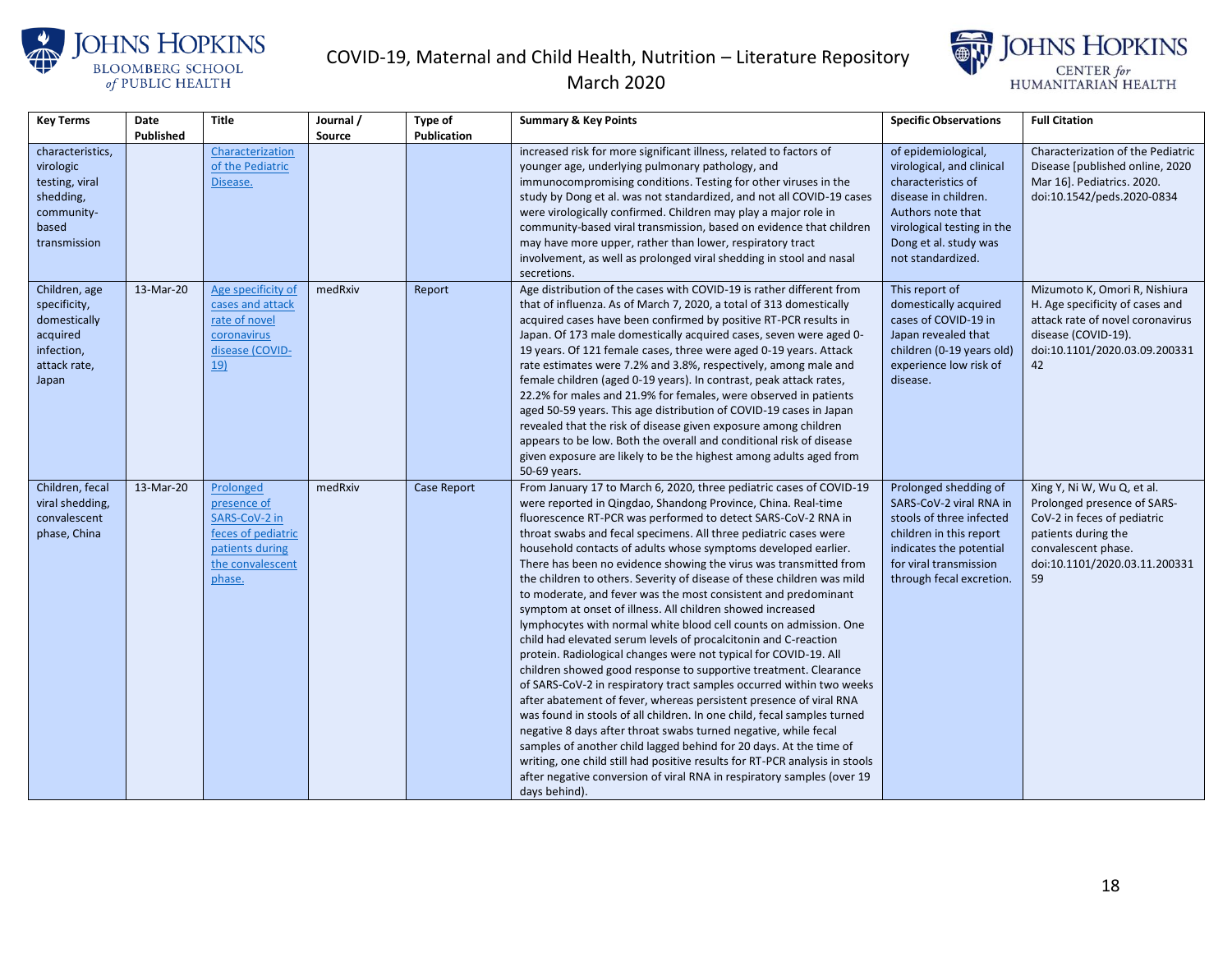| Key Terms | Date Published | Title | Journal / Source | Type of Publication | Summary & Key Points | Specific Observations | Full Citation |
|---|---|---|---|---|---|---|---|
| characteristics, virologic testing, viral shedding, community-based transmission | | Characterization of the Pediatric Disease. | | | increased risk for more significant illness, related to factors of younger age, underlying pulmonary pathology, and immunocompromising conditions. Testing for other viruses in the study by Dong et al. was not standardized, and not all COVID-19 cases were virologically confirmed. Children may play a major role in community-based viral transmission, based on evidence that children may have more upper, rather than lower, respiratory tract involvement, as well as prolonged viral shedding in stool and nasal secretions. | of epidemiological, virological, and clinical characteristics of disease in children. Authors note that virological testing in the Dong et al. study was not standardized. | Characterization of the Pediatric Disease [published online, 2020 Mar 16]. Pediatrics. 2020. doi:10.1542/peds.2020-0834 |
| Children, age specificity, domestically acquired infection, attack rate, Japan | 13-Mar-20 | Age specificity of cases and attack rate of novel coronavirus disease (COVID-19) | medRxiv | Report | Age distribution of the cases with COVID-19 is rather different from that of influenza. As of March 7, 2020, a total of 313 domestically acquired cases have been confirmed by positive RT-PCR results in Japan. Of 173 male domestically acquired cases, seven were aged 0-19 years. Of 121 female cases, three were aged 0-19 years. Attack rate estimates were 7.2% and 3.8%, respectively, among male and female children (aged 0-19 years). In contrast, peak attack rates, 22.2% for males and 21.9% for females, were observed in patients aged 50-59 years. This age distribution of COVID-19 cases in Japan revealed that the risk of disease given exposure among children appears to be low. Both the overall and conditional risk of disease given exposure are likely to be the highest among adults aged from 50-69 years. | This report of domestically acquired cases of COVID-19 in Japan revealed that children (0-19 years old) experience low risk of disease. | Mizumoto K, Omori R, Nishiura H. Age specificity of cases and attack rate of novel coronavirus disease (COVID-19). doi:10.1101/2020.03.09.20033142 |
| Children, fecal viral shedding, convalescent phase, China | 13-Mar-20 | Prolonged presence of SARS-CoV-2 in feces of pediatric patients during the convalescent phase. | medRxiv | Case Report | From January 17 to March 6, 2020, three pediatric cases of COVID-19 were reported in Qingdao, Shandong Province, China. Real-time fluorescence RT-PCR was performed to detect SARS-CoV-2 RNA in throat swabs and fecal specimens. All three pediatric cases were household contacts of adults whose symptoms developed earlier. There has been no evidence showing the virus was transmitted from the children to others. Severity of disease of these children was mild to moderate, and fever was the most consistent and predominant symptom at onset of illness. All children showed increased lymphocytes with normal white blood cell counts on admission. One child had elevated serum levels of procalcitonin and C-reaction protein. Radiological changes were not typical for COVID-19. All children showed good response to supportive treatment. Clearance of SARS-CoV-2 in respiratory tract samples occurred within two weeks after abatement of fever, whereas persistent presence of viral RNA was found in stools of all children. In one child, fecal samples turned negative 8 days after throat swabs turned negative, while fecal samples of another child lagged behind for 20 days. At the time of writing, one child still had positive results for RT-PCR analysis in stools after negative conversion of viral RNA in respiratory samples (over 19 days behind). | Prolonged shedding of SARS-CoV-2 viral RNA in stools of three infected children in this report indicates the potential for viral transmission through fecal excretion. | Xing Y, Ni W, Wu Q, et al. Prolonged presence of SARS-CoV-2 in feces of pediatric patients during the convalescent phase. doi:10.1101/2020.03.11.20033159 |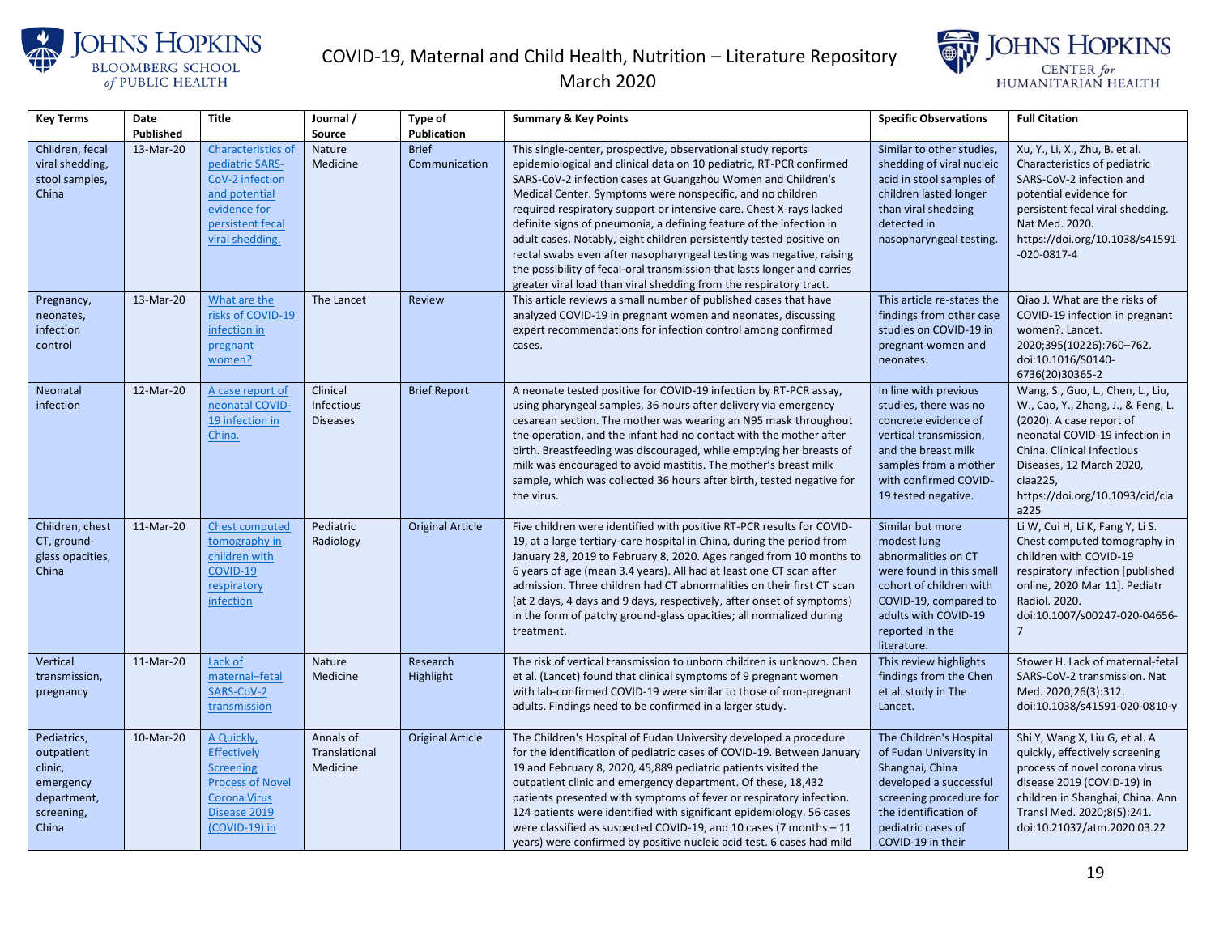| Key Terms | Date Published | Title | Journal / Source | Type of Publication | Summary & Key Points | Specific Observations | Full Citation |
|---|---|---|---|---|---|---|---|
| Children, fecal viral shedding, stool samples, China | 13-Mar-20 | Characteristics of pediatric SARS-CoV-2 infection and potential evidence for persistent fecal viral shedding. | Nature Medicine | Brief Communication | This single-center, prospective, observational study reports epidemiological and clinical data on 10 pediatric, RT-PCR confirmed SARS-CoV-2 infection cases at Guangzhou Women and Children's Medical Center. Symptoms were nonspecific, and no children required respiratory support or intensive care. Chest X-rays lacked definite signs of pneumonia, a defining feature of the infection in adult cases. Notably, eight children persistently tested positive on rectal swabs even after nasopharyngeal testing was negative, raising the possibility of fecal-oral transmission that lasts longer and carries greater viral load than viral shedding from the respiratory tract. | Similar to other studies, shedding of viral nucleic acid in stool samples of children lasted longer than viral shedding detected in nasopharyngeal testing. | Xu, Y., Li, X., Zhu, B. et al. Characteristics of pediatric SARS-CoV-2 infection and potential evidence for persistent fecal viral shedding. Nat Med. 2020. https://doi.org/10.1038/s41591-020-0817-4 |
| Pregnancy, neonates, infection control | 13-Mar-20 | What are the risks of COVID-19 infection in pregnant women? | The Lancet | Review | This article reviews a small number of published cases that have analyzed COVID-19 in pregnant women and neonates, discussing expert recommendations for infection control among confirmed cases. | This article re-states the findings from other case studies on COVID-19 in pregnant women and neonates. | Qiao J. What are the risks of COVID-19 infection in pregnant women?. Lancet. 2020;395(10226):760–762. doi:10.1016/S0140-6736(20)30365-2 |
| Neonatal infection | 12-Mar-20 | A case report of neonatal COVID-19 infection in China. | Clinical Infectious Diseases | Brief Report | A neonate tested positive for COVID-19 infection by RT-PCR assay, using pharyngeal samples, 36 hours after delivery via emergency cesarean section. The mother was wearing an N95 mask throughout the operation, and the infant had no contact with the mother after birth. Breastfeeding was discouraged, while emptying her breasts of milk was encouraged to avoid mastitis. The mother's breast milk sample, which was collected 36 hours after birth, tested negative for the virus. | In line with previous studies, there was no concrete evidence of vertical transmission, and the breast milk samples from a mother with confirmed COVID-19 tested negative. | Wang, S., Guo, L., Chen, L., Liu, W., Cao, Y., Zhang, J., & Feng, L. (2020). A case report of neonatal COVID-19 infection in China. Clinical Infectious Diseases, 12 March 2020, ciaa225, https://doi.org/10.1093/cid/ciaa225 |
| Children, chest CT, ground-glass opacities, China | 11-Mar-20 | Chest computed tomography in children with COVID-19 respiratory infection | Pediatric Radiology | Original Article | Five children were identified with positive RT-PCR results for COVID-19, at a large tertiary-care hospital in China, during the period from January 28, 2019 to February 8, 2020. Ages ranged from 10 months to 6 years of age (mean 3.4 years). All had at least one CT scan after admission. Three children had CT abnormalities on their first CT scan (at 2 days, 4 days and 9 days, respectively, after onset of symptoms) in the form of patchy ground-glass opacities; all normalized during treatment. | Similar but more modest lung abnormalities on CT were found in this small cohort of children with COVID-19, compared to adults with COVID-19 reported in the literature. | Li W, Cui H, Li K, Fang Y, Li S. Chest computed tomography in children with COVID-19 respiratory infection [published online, 2020 Mar 11]. Pediatr Radiol. 2020. doi:10.1007/s00247-020-04656-7 |
| Vertical transmission, pregnancy | 11-Mar-20 | Lack of maternal–fetal SARS-CoV-2 transmission | Nature Medicine | Research Highlight | The risk of vertical transmission to unborn children is unknown. Chen et al. (Lancet) found that clinical symptoms of 9 pregnant women with lab-confirmed COVID-19 were similar to those of non-pregnant adults. Findings need to be confirmed in a larger study. | This review highlights findings from the Chen et al. study in The Lancet. | Stower H. Lack of maternal-fetal SARS-CoV-2 transmission. Nat Med. 2020;26(3):312. doi:10.1038/s41591-020-0810-y |
| Pediatrics, outpatient clinic, emergency department, screening, China | 10-Mar-20 | A Quickly, Effectively Screening Process of Novel Corona Virus Disease 2019 (COVID-19) in | Annals of Translational Medicine | Original Article | The Children's Hospital of Fudan University developed a procedure for the identification of pediatric cases of COVID-19. Between January 19 and February 8, 2020, 45,889 pediatric patients visited the outpatient clinic and emergency department. Of these, 18,432 patients presented with symptoms of fever or respiratory infection. 124 patients were identified with significant epidemiology. 56 cases were classified as suspected COVID-19, and 10 cases (7 months – 11 years) were confirmed by positive nucleic acid test. 6 cases had mild | The Children's Hospital of Fudan University in Shanghai, China developed a successful screening procedure for the identification of pediatric cases of COVID-19 in their | Shi Y, Wang X, Liu G, et al. A quickly, effectively screening process of novel corona virus disease 2019 (COVID-19) in children in Shanghai, China. Ann Transl Med. 2020;8(5):241. doi:10.21037/atm.2020.03.22 |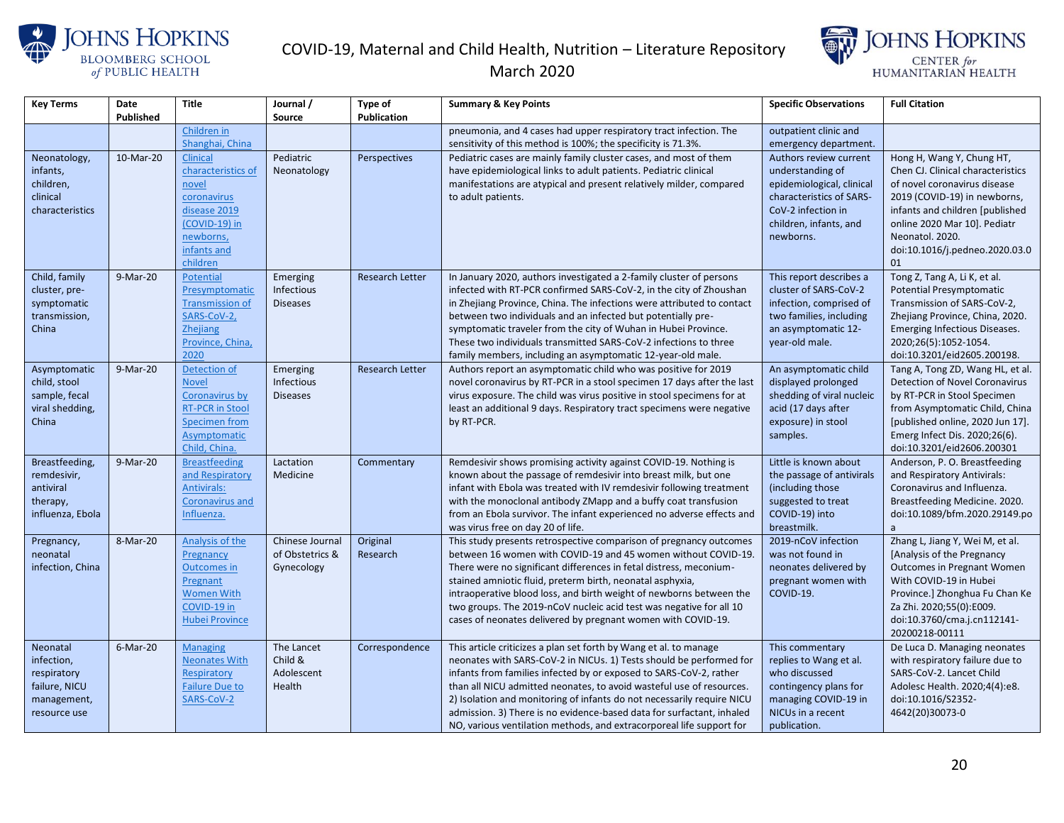| Key Terms | Date Published | Title | Journal / Source | Type of Publication | Summary & Key Points | Specific Observations | Full Citation |
|---|---|---|---|---|---|---|---|
| | | Children in Shanghai, China | | | pneumonia, and 4 cases had upper respiratory tract infection. The sensitivity of this method is 100%; the specificity is 71.3%. | outpatient clinic and emergency department. | |
| Neonatology, infants, children, clinical characteristics | 10-Mar-20 | Clinical characteristics of novel coronavirus disease 2019 (COVID-19) in newborns, infants and children | Pediatric Neonatology | Perspectives | Pediatric cases are mainly family cluster cases, and most of them have epidemiological links to adult patients. Pediatric clinical manifestations are atypical and present relatively milder, compared to adult patients. | Authors review current understanding of epidemiological, clinical characteristics of SARS-CoV-2 infection in children, infants, and newborns. | Hong H, Wang Y, Chung HT, Chen CJ. Clinical characteristics of novel coronavirus disease 2019 (COVID-19) in newborns, infants and children [published online 2020 Mar 10]. Pediatr Neonatol. 2020. doi:10.1016/j.pedneo.2020.03.001 |
| Child, family cluster, pre-symptomatic transmission, China | 9-Mar-20 | Potential Presymptomatic Transmission of SARS-CoV-2, Zhejiang Province, China, 2020 | Emerging Infectious Diseases | Research Letter | In January 2020, authors investigated a 2-family cluster of persons infected with RT-PCR confirmed SARS-CoV-2, in the city of Zhoushan in Zhejiang Province, China. The infections were attributed to contact between two individuals and an infected but potentially pre-symptomatic traveler from the city of Wuhan in Hubei Province. These two individuals transmitted SARS-CoV-2 infections to three family members, including an asymptomatic 12-year-old male. | This report describes a cluster of SARS-CoV-2 infection, comprised of two families, including an asymptomatic 12-year-old male. | Tong Z, Tang A, Li K, et al. Potential Presymptomatic Transmission of SARS-CoV-2, Zhejiang Province, China, 2020. Emerging Infectious Diseases. 2020;26(5):1052-1054. doi:10.3201/eid2605.200198. |
| Asymptomatic child, stool sample, fecal viral shedding, China | 9-Mar-20 | Detection of Novel Coronavirus by RT-PCR in Stool Specimen from Asymptomatic Child, China. | Emerging Infectious Diseases | Research Letter | Authors report an asymptomatic child who was positive for 2019 novel coronavirus by RT-PCR in a stool specimen 17 days after the last virus exposure. The child was virus positive in stool specimens for at least an additional 9 days. Respiratory tract specimens were negative by RT-PCR. | An asymptomatic child displayed prolonged shedding of viral nucleic acid (17 days after exposure) in stool samples. | Tang A, Tong ZD, Wang HL, et al. Detection of Novel Coronavirus by RT-PCR in Stool Specimen from Asymptomatic Child, China [published online, 2020 Jun 17]. Emerg Infect Dis. 2020;26(6). doi:10.3201/eid2606.200301 |
| Breastfeeding, remdesivir, antiviral therapy, influenza, Ebola | 9-Mar-20 | Breastfeeding and Respiratory Antivirals: Coronavirus and Influenza. | Lactation Medicine | Commentary | Remdesivir shows promising activity against COVID-19. Nothing is known about the passage of remdesivir into breast milk, but one infant with Ebola was treated with IV remdesivir following treatment with the monoclonal antibody ZMapp and a buffy coat transfusion from an Ebola survivor. The infant experienced no adverse effects and was virus free on day 20 of life. | Little is known about the passage of antivirals (including those suggested to treat COVID-19) into breastmilk. | Anderson, P. O. Breastfeeding and Respiratory Antivirals: Coronavirus and Influenza. Breastfeeding Medicine. 2020. doi:10.1089/bfm.2020.29149.poa |
| Pregnancy, neonatal infection, China | 8-Mar-20 | Analysis of the Pregnancy Outcomes in Pregnant Women With COVID-19 in Hubei Province | Chinese Journal of Obstetrics & Gynecology | Original Research | This study presents retrospective comparison of pregnancy outcomes between 16 women with COVID-19 and 45 women without COVID-19. There were no significant differences in fetal distress, meconium-stained amniotic fluid, preterm birth, neonatal asphyxia, intraoperative blood loss, and birth weight of newborns between the two groups. The 2019-nCoV nucleic acid test was negative for all 10 cases of neonates delivered by pregnant women with COVID-19. | 2019-nCoV infection was not found in neonates delivered by pregnant women with COVID-19. | Zhang L, Jiang Y, Wei M, et al. [Analysis of the Pregnancy Outcomes in Pregnant Women With COVID-19 in Hubei Province.] Zhonghua Fu Chan Ke Za Zhi. 2020;55(0):E009. doi:10.3760/cma.j.cn112141-20200218-00111 |
| Neonatal infection, respiratory failure, NICU management, resource use | 6-Mar-20 | Managing Neonates With Respiratory Failure Due to SARS-CoV-2 | The Lancet Child & Adolescent Health | Correspondence | This article criticizes a plan set forth by Wang et al. to manage neonates with SARS-CoV-2 in NICUs. 1) Tests should be performed for infants from families infected by or exposed to SARS-CoV-2, rather than all NICU admitted neonates, to avoid wasteful use of resources. 2) Isolation and monitoring of infants do not necessarily require NICU admission. 3) There is no evidence-based data for surfactant, inhaled NO, various ventilation methods, and extracorporeal life support for | This commentary replies to Wang et al. who discussed contingency plans for managing COVID-19 in NICUs in a recent publication. | De Luca D. Managing neonates with respiratory failure due to SARS-CoV-2. Lancet Child Adolesc Health. 2020;4(4):e8. doi:10.1016/S2352-4642(20)30073-0 |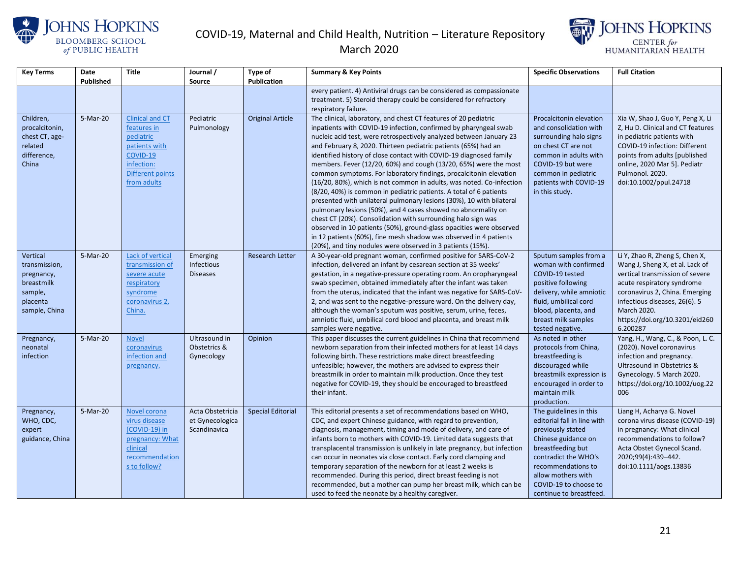| Key Terms | Date Published | Title | Journal / Source | Type of Publication | Summary & Key Points | Specific Observations | Full Citation |
|---|---|---|---|---|---|---|---|
| | | | | | every patient. 4) Antiviral drugs can be considered as compassionate treatment. 5) Steroid therapy could be considered for refractory respiratory failure. | | |
| Children, procalcitonin, chest CT, age-related difference, China | 5-Mar-20 | Clinical and CT features in pediatric patients with COVID-19 infection: Different points from adults | Pediatric Pulmonology | Original Article | The clinical, laboratory, and chest CT features of 20 pediatric inpatients with COVID-19 infection, confirmed by pharyngeal swab nucleic acid test, were retrospectively analyzed between January 23 and February 8, 2020. Thirteen pediatric patients (65%) had an identified history of close contact with COVID-19 diagnosed family members. Fever (12/20, 60%) and cough (13/20, 65%) were the most common symptoms. For laboratory findings, procalcitonin elevation (16/20, 80%), which is not common in adults, was noted. Co-infection (8/20, 40%) is common in pediatric patients. A total of 6 patients presented with unilateral pulmonary lesions (30%), 10 with bilateral pulmonary lesions (50%), and 4 cases showed no abnormality on chest CT (20%). Consolidation with surrounding halo sign was observed in 10 patients (50%), ground-glass opacities were observed in 12 patients (60%), fine mesh shadow was observed in 4 patients (20%), and tiny nodules were observed in 3 patients (15%). | Procalcitonin elevation and consolidation with surrounding halo signs on chest CT are not common in adults with COVID-19 but were common in pediatric patients with COVID-19 in this study. | Xia W, Shao J, Guo Y, Peng X, Li Z, Hu D. Clinical and CT features in pediatric patients with COVID-19 infection: Different points from adults [published online, 2020 Mar 5]. Pediatr Pulmonol. 2020. doi:10.1002/ppul.24718 |
| Vertical transmission, pregnancy, breastmilk sample, placenta sample, China | 5-Mar-20 | Lack of vertical transmission of severe acute respiratory syndrome coronavirus 2, China. | Emerging Infectious Diseases | Research Letter | A 30-year-old pregnant woman, confirmed positive for SARS-CoV-2 infection, delivered an infant by cesarean section at 35 weeks' gestation, in a negative-pressure operating room. An oropharyngeal swab specimen, obtained immediately after the infant was taken from the uterus, indicated that the infant was negative for SARS-CoV-2, and was sent to the negative-pressure ward. On the delivery day, although the woman's sputum was positive, serum, urine, feces, amniotic fluid, umbilical cord blood and placenta, and breast milk samples were negative. | Sputum samples from a woman with confirmed COVID-19 tested positive following delivery, while amniotic fluid, umbilical cord blood, placenta, and breast milk samples tested negative. | Li Y, Zhao R, Zheng S, Chen X, Wang J, Sheng X, et al. Lack of vertical transmission of severe acute respiratory syndrome coronavirus 2, China. Emerging infectious diseases, 26(6). 5 March 2020. https://doi.org/10.3201/eid2606.200287 |
| Pregnancy, neonatal infection | 5-Mar-20 | Novel coronavirus infection and pregnancy. | Ultrasound in Obstetrics & Gynecology | Opinion | This paper discusses the current guidelines in China that recommend newborn separation from their infected mothers for at least 14 days following birth. These restrictions make direct breastfeeding unfeasible; however, the mothers are advised to express their breastmilk in order to maintain milk production. Once they test negative for COVID-19, they should be encouraged to breastfeed their infant. | As noted in other protocols from China, breastfeeding is discouraged while breastmilk expression is encouraged in order to maintain milk production. | Yang, H., Wang, C., & Poon, L. C. (2020). Novel coronavirus infection and pregnancy. Ultrasound in Obstetrics & Gynecology. 5 March 2020. https://doi.org/10.1002/uog.22006 |
| Pregnancy, WHO, CDC, expert guidance, China | 5-Mar-20 | Novel corona virus disease (COVID-19) in pregnancy: What clinical recommendations to follow? | Acta Obstetricia et Gynecologica Scandinavica | Special Editorial | This editorial presents a set of recommendations based on WHO, CDC, and expert Chinese guidance, with regard to prevention, diagnosis, management, timing and mode of delivery, and care of infants born to mothers with COVID-19. Limited data suggests that transplacental transmission is unlikely in late pregnancy, but infection can occur in neonates via close contact. Early cord clamping and temporary separation of the newborn for at least 2 weeks is recommended. During this period, direct breast feeding is not recommended, but a mother can pump her breast milk, which can be used to feed the neonate by a healthy caregiver. | The guidelines in this editorial fall in line with previously stated Chinese guidance on breastfeeding but contradict the WHO's recommendations to allow mothers with COVID-19 to choose to continue to breastfeed. | Liang H, Acharya G. Novel corona virus disease (COVID-19) in pregnancy: What clinical recommendations to follow? Acta Obstet Gynecol Scand. 2020;99(4):439–442. doi:10.1111/aogs.13836 |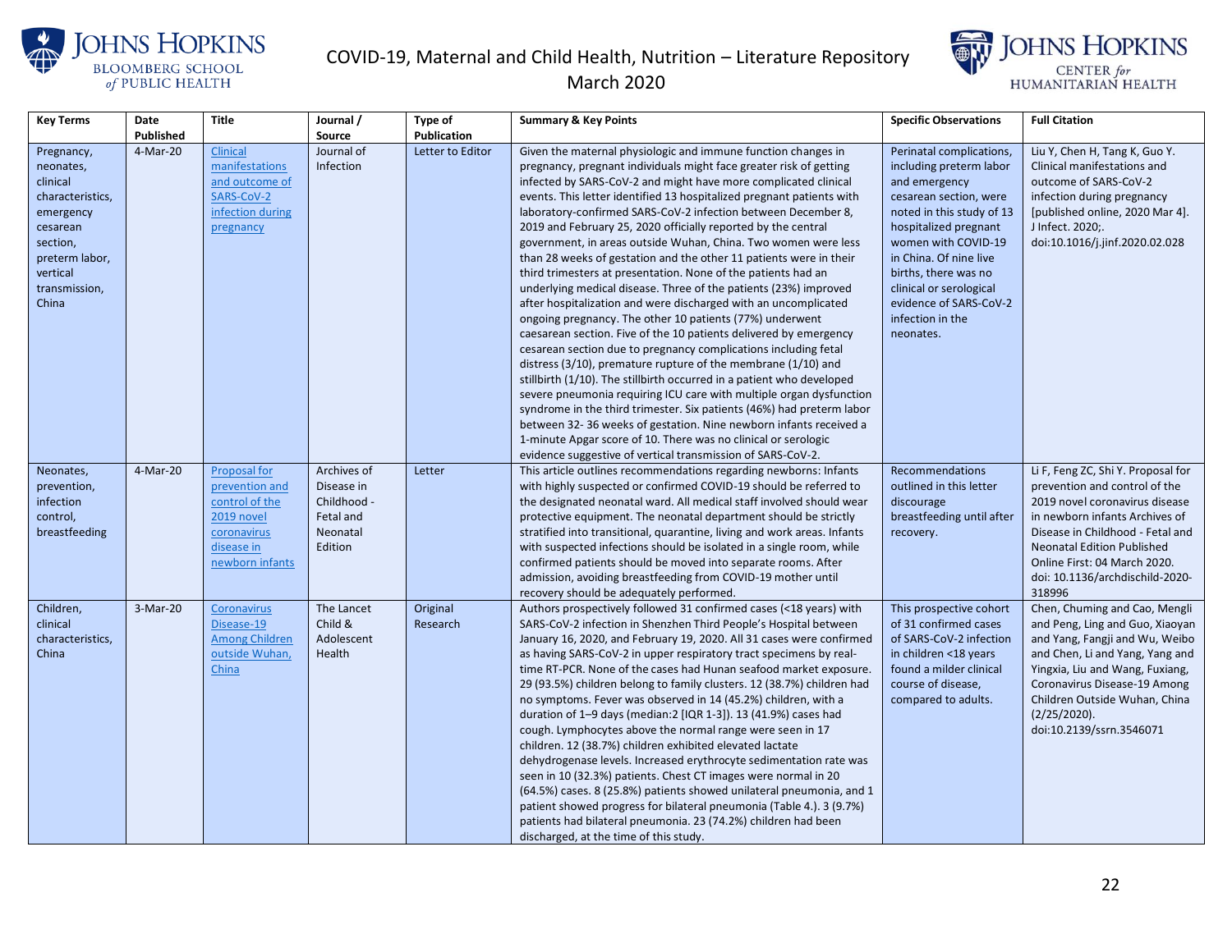| Key Terms | Date Published | Title | Journal / Source | Type of Publication | Summary & Key Points | Specific Observations | Full Citation |
|---|---|---|---|---|---|---|---|
| Pregnancy, neonates, clinical characteristics, emergency cesarean section, preterm labor, vertical transmission, China | 4-Mar-20 | Clinical manifestations and outcome of SARS-CoV-2 infection during pregnancy | Journal of Infection | Letter to Editor | Given the maternal physiologic and immune function changes in pregnancy, pregnant individuals might face greater risk of getting infected by SARS-CoV-2 and might have more complicated clinical events. This letter identified 13 hospitalized pregnant patients with laboratory-confirmed SARS-CoV-2 infection between December 8, 2019 and February 25, 2020 officially reported by the central government, in areas outside Wuhan, China. Two women were less than 28 weeks of gestation and the other 11 patients were in their third trimesters at presentation. None of the patients had an underlying medical disease. Three of the patients (23%) improved after hospitalization and were discharged with an uncomplicated ongoing pregnancy. The other 10 patients (77%) underwent caesarean section. Five of the 10 patients delivered by emergency cesarean section due to pregnancy complications including fetal distress (3/10), premature rupture of the membrane (1/10) and stillbirth (1/10). The stillbirth occurred in a patient who developed severe pneumonia requiring ICU care with multiple organ dysfunction syndrome in the third trimester. Six patients (46%) had preterm labor between 32- 36 weeks of gestation. Nine newborn infants received a 1-minute Apgar score of 10. There was no clinical or serologic evidence suggestive of vertical transmission of SARS-CoV-2. | Perinatal complications, including preterm labor and emergency cesarean section, were noted in this study of 13 hospitalized pregnant women with COVID-19 in China. Of nine live births, there was no clinical or serological evidence of SARS-CoV-2 infection in the neonates. | Liu Y, Chen H, Tang K, Guo Y. Clinical manifestations and outcome of SARS-CoV-2 infection during pregnancy [published online, 2020 Mar 4]. J Infect. 2020;. doi:10.1016/j.jinf.2020.02.028 |
| Neonates, prevention, infection control, breastfeeding | 4-Mar-20 | Proposal for prevention and control of the 2019 novel coronavirus disease in newborn infants | Archives of Disease in Childhood - Fetal and Neonatal Edition | Letter | This article outlines recommendations regarding newborns: Infants with highly suspected or confirmed COVID-19 should be referred to the designated neonatal ward. All medical staff involved should wear protective equipment. The neonatal department should be strictly stratified into transitional, quarantine, living and work areas. Infants with suspected infections should be isolated in a single room, while confirmed patients should be moved into separate rooms. After admission, avoiding breastfeeding from COVID-19 mother until recovery should be adequately performed. | Recommendations outlined in this letter discourage breastfeeding until after recovery. | Li F, Feng ZC, Shi Y. Proposal for prevention and control of the 2019 novel coronavirus disease in newborn infants Archives of Disease in Childhood - Fetal and Neonatal Edition Published Online First: 04 March 2020. doi: 10.1136/archdischild-2020-318996 |
| Children, clinical characteristics, China | 3-Mar-20 | Coronavirus Disease-19 Among Children outside Wuhan, China | The Lancet Child & Adolescent Health | Original Research | Authors prospectively followed 31 confirmed cases (<18 years) with SARS-CoV-2 infection in Shenzhen Third People's Hospital between January 16, 2020, and February 19, 2020. All 31 cases were confirmed as having SARS-CoV-2 in upper respiratory tract specimens by real-time RT-PCR. None of the cases had Hunan seafood market exposure. 29 (93.5%) children belong to family clusters. 12 (38.7%) children had no symptoms. Fever was observed in 14 (45.2%) children, with a duration of 1–9 days (median:2 [IQR 1-3]). 13 (41.9%) cases had cough. Lymphocytes above the normal range were seen in 17 children. 12 (38.7%) children exhibited elevated lactate dehydrogenase levels. Increased erythrocyte sedimentation rate was seen in 10 (32.3%) patients. Chest CT images were normal in 20 (64.5%) cases. 8 (25.8%) patients showed unilateral pneumonia, and 1 patient showed progress for bilateral pneumonia (Table 4.). 3 (9.7%) patients had bilateral pneumonia. 23 (74.2%) children had been discharged, at the time of this study. | This prospective cohort of 31 confirmed cases of SARS-CoV-2 infection in children <18 years found a milder clinical course of disease, compared to adults. | Chen, Chuming and Cao, Mengli and Peng, Ling and Guo, Xiaoyan and Yang, Fangji and Wu, Weibo and Chen, Li and Yang, Yang and Yingxia, Liu and Wang, Fuxiang, Coronavirus Disease-19 Among Children Outside Wuhan, China (2/25/2020). doi:10.2139/ssrn.3546071 |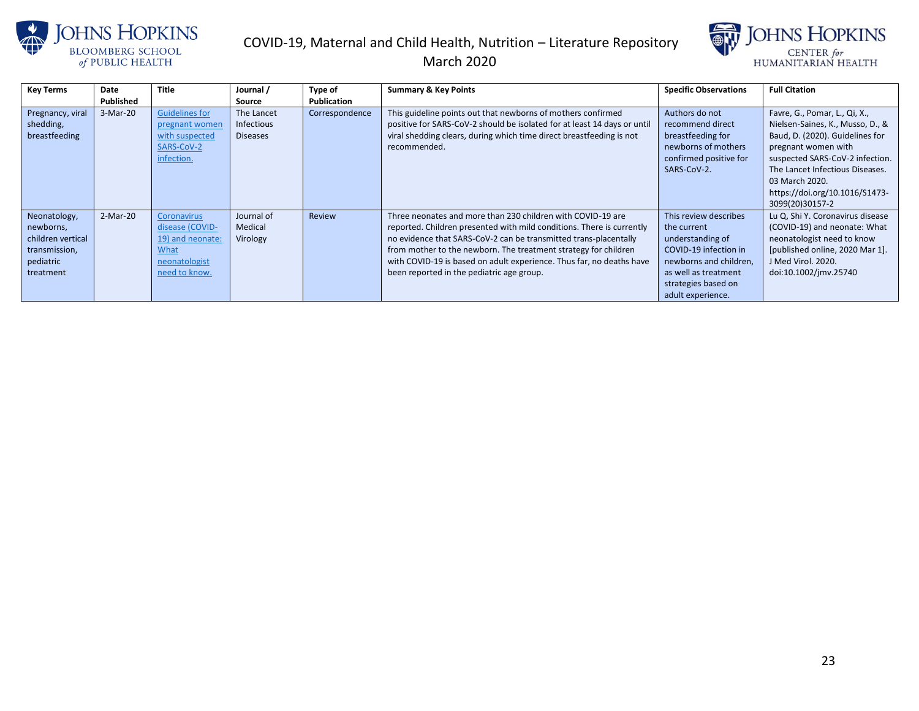| Key Terms | Date Published | Title | Journal / Source | Type of Publication | Summary & Key Points | Specific Observations | Full Citation |
|---|---|---|---|---|---|---|---|
| Pregnancy, viral shedding, breastfeeding | 3-Mar-20 | Guidelines for pregnant women with suspected SARS-CoV-2 infection. | The Lancet Infectious Diseases | Correspondence | This guideline points out that newborns of mothers confirmed positive for SARS-CoV-2 should be isolated for at least 14 days or until viral shedding clears, during which time direct breastfeeding is not recommended. | Authors do not recommend direct breastfeeding for newborns of mothers confirmed positive for SARS-CoV-2. | Favre, G., Pomar, L., Qi, X., Nielsen-Saines, K., Musso, D., & Baud, D. (2020). Guidelines for pregnant women with suspected SARS-CoV-2 infection. The Lancet Infectious Diseases. 03 March 2020. https://doi.org/10.1016/S1473-3099(20)30157-2 |
| Neonatology, newborns, children vertical transmission, pediatric treatment | 2-Mar-20 | Coronavirus disease (COVID-19) and neonate: What neonatologist need to know. | Journal of Medical Virology | Review | Three neonates and more than 230 children with COVID-19 are reported. Children presented with mild conditions. There is currently no evidence that SARS-CoV-2 can be transmitted trans-placentally from mother to the newborn. The treatment strategy for children with COVID-19 is based on adult experience. Thus far, no deaths have been reported in the pediatric age group. | This review describes the current understanding of COVID-19 infection in newborns and children, as well as treatment strategies based on adult experience. | Lu Q, Shi Y. Coronavirus disease (COVID-19) and neonate: What neonatologist need to know [published online, 2020 Mar 1]. J Med Virol. 2020. doi:10.1002/jmv.25740 |